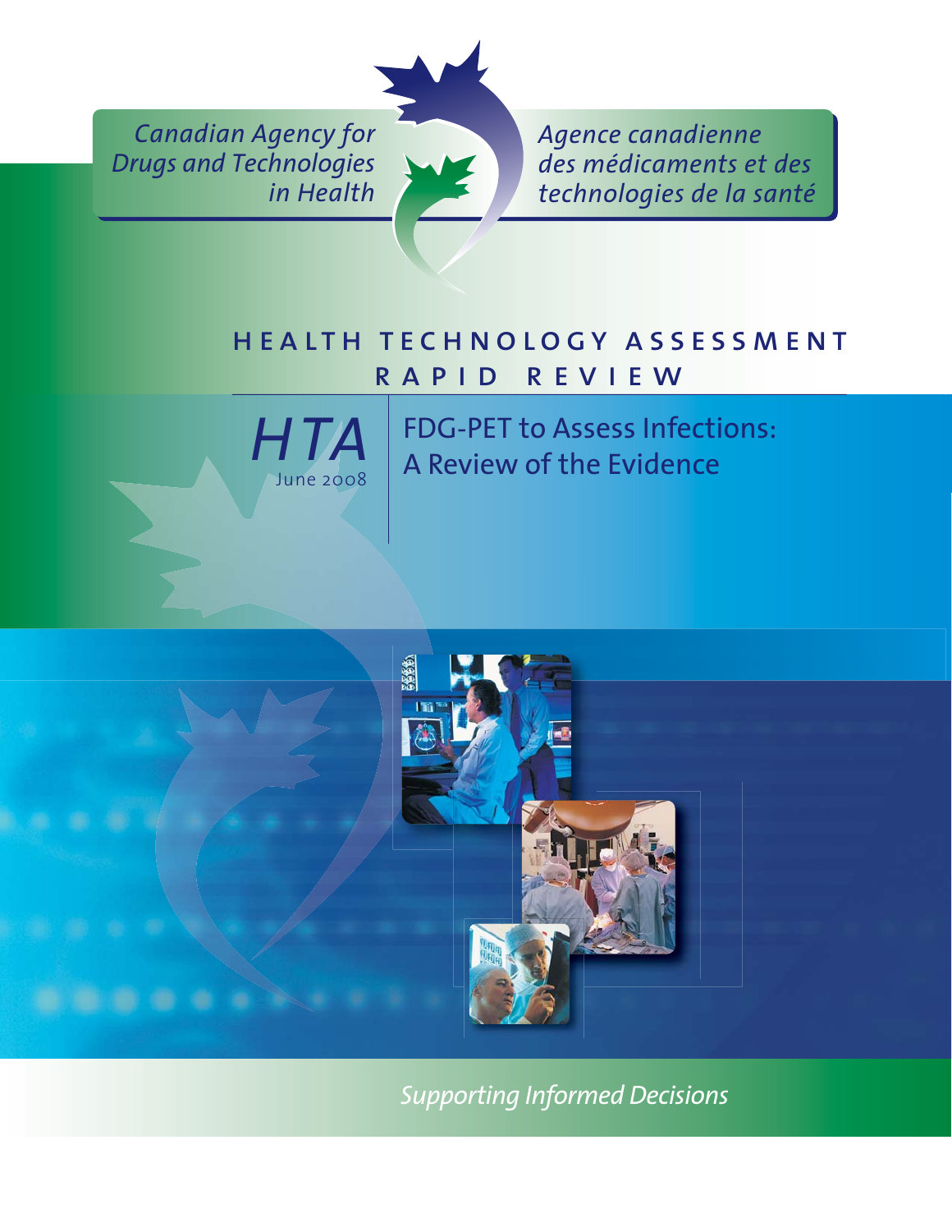Canadian Agency for Drugs and Technologies in Health

Agence canadienne des médicaments et des technologies de la santé

# HEALTH TECHNOLOGY ASSESSMENT RAPID REVIEW

HTA
June 2008

## FDG-PET to Assess Infections: A Review of the Evidence

*Supporting Informed Decisions*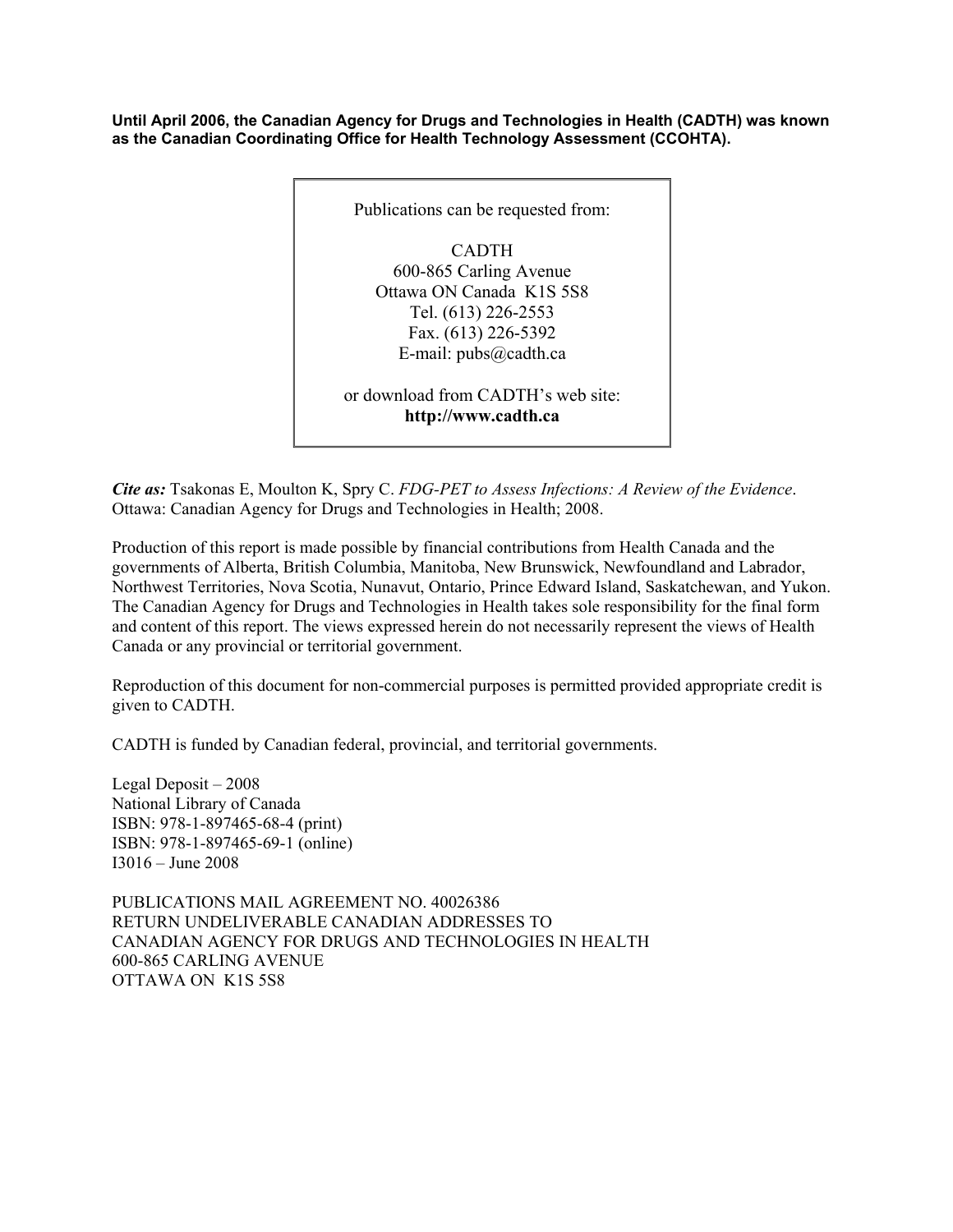**Until April 2006, the Canadian Agency for Drugs and Technologies in Health (CADTH) was known as the Canadian Coordinating Office for Health Technology Assessment (CCOHTA).**

Publications can be requested from:

CADTH
600-865 Carling Avenue
Ottawa ON Canada K1S 5S8
Tel. (613) 226-2553
Fax. (613) 226-5392
E-mail: pubs@cadth.ca

or download from CADTH's web site:
**http://www.cadth.ca**

***Cite as:*** Tsakonas E, Moulton K, Spry C. *FDG-PET to Assess Infections: A Review of the Evidence*. Ottawa: Canadian Agency for Drugs and Technologies in Health; 2008.

Production of this report is made possible by financial contributions from Health Canada and the governments of Alberta, British Columbia, Manitoba, New Brunswick, Newfoundland and Labrador, Northwest Territories, Nova Scotia, Nunavut, Ontario, Prince Edward Island, Saskatchewan, and Yukon. The Canadian Agency for Drugs and Technologies in Health takes sole responsibility for the final form and content of this report. The views expressed herein do not necessarily represent the views of Health Canada or any provincial or territorial government.

Reproduction of this document for non-commercial purposes is permitted provided appropriate credit is given to CADTH.

CADTH is funded by Canadian federal, provincial, and territorial governments.

Legal Deposit – 2008
National Library of Canada
ISBN: 978-1-897465-68-4 (print)
ISBN: 978-1-897465-69-1 (online)
I3016 – June 2008

PUBLICATIONS MAIL AGREEMENT NO. 40026386
RETURN UNDELIVERABLE CANADIAN ADDRESSES TO
CANADIAN AGENCY FOR DRUGS AND TECHNOLOGIES IN HEALTH
600-865 CARLING AVENUE
OTTAWA ON K1S 5S8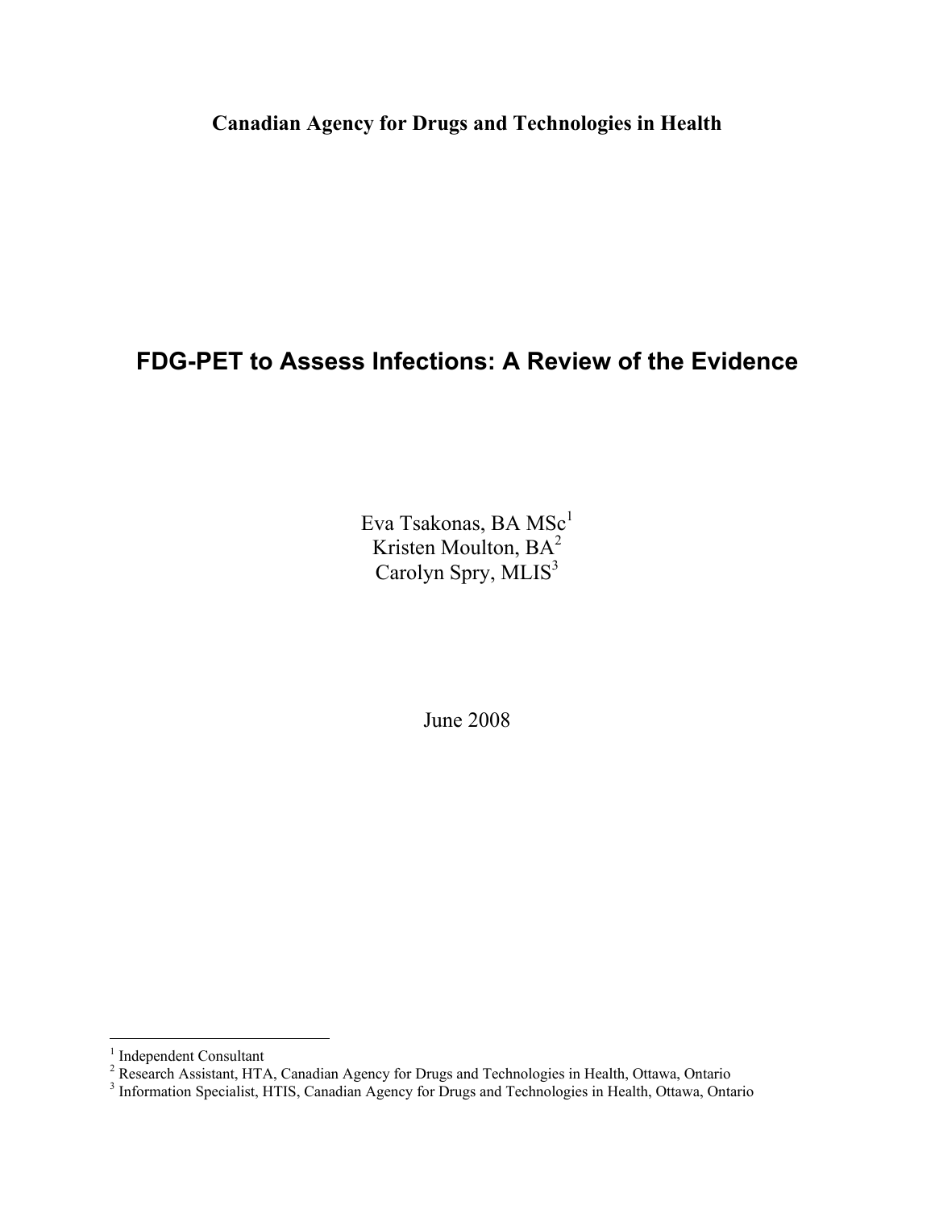**Canadian Agency for Drugs and Technologies in Health**

# FDG-PET to Assess Infections: A Review of the Evidence

Eva Tsakonas, BA MSc[1]
Kristen Moulton, BA[2]
Carolyn Spry, MLIS[3]

June 2008

---

[1] Independent Consultant
[2] Research Assistant, HTA, Canadian Agency for Drugs and Technologies in Health, Ottawa, Ontario
[3] Information Specialist, HTIS, Canadian Agency for Drugs and Technologies in Health, Ottawa, Ontario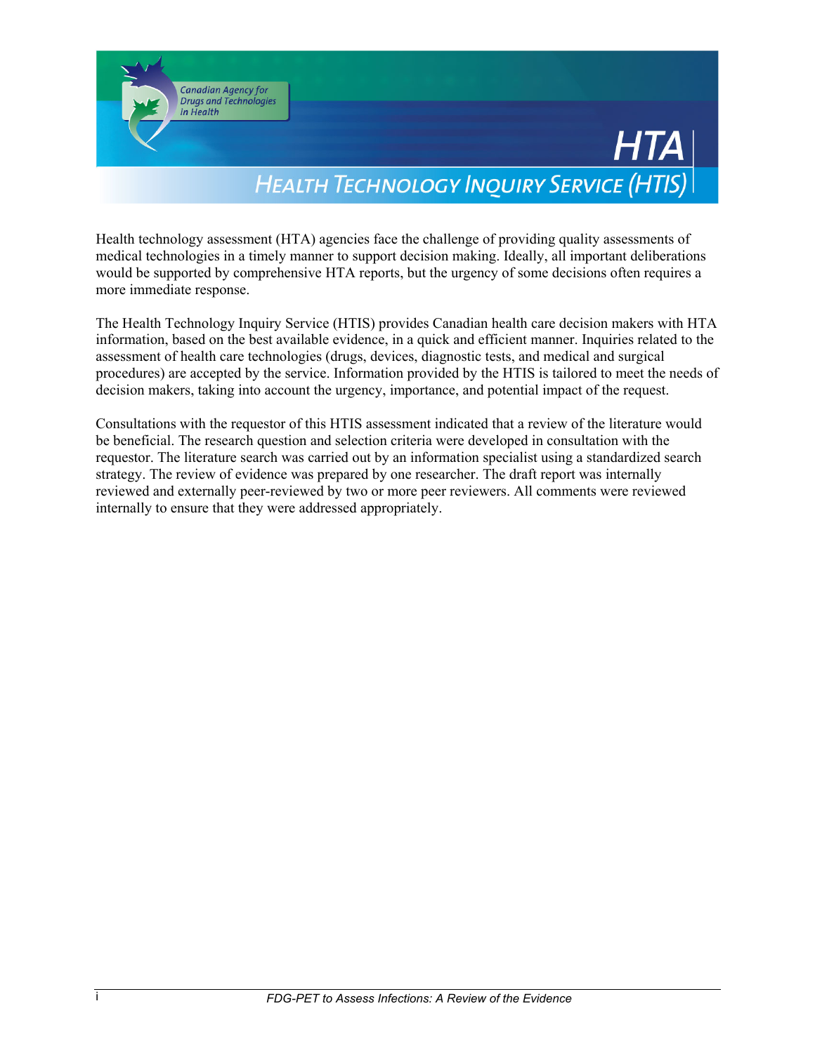Health technology assessment (HTA) agencies face the challenge of providing quality assessments of medical technologies in a timely manner to support decision making. Ideally, all important deliberations would be supported by comprehensive HTA reports, but the urgency of some decisions often requires a more immediate response.

The Health Technology Inquiry Service (HTIS) provides Canadian health care decision makers with HTA information, based on the best available evidence, in a quick and efficient manner. Inquiries related to the assessment of health care technologies (drugs, devices, diagnostic tests, and medical and surgical procedures) are accepted by the service. Information provided by the HTIS is tailored to meet the needs of decision makers, taking into account the urgency, importance, and potential impact of the request.

Consultations with the requestor of this HTIS assessment indicated that a review of the literature would be beneficial. The research question and selection criteria were developed in consultation with the requestor. The literature search was carried out by an information specialist using a standardized search strategy. The review of evidence was prepared by one researcher. The draft report was internally reviewed and externally peer-reviewed by two or more peer reviewers. All comments were reviewed internally to ensure that they were addressed appropriately.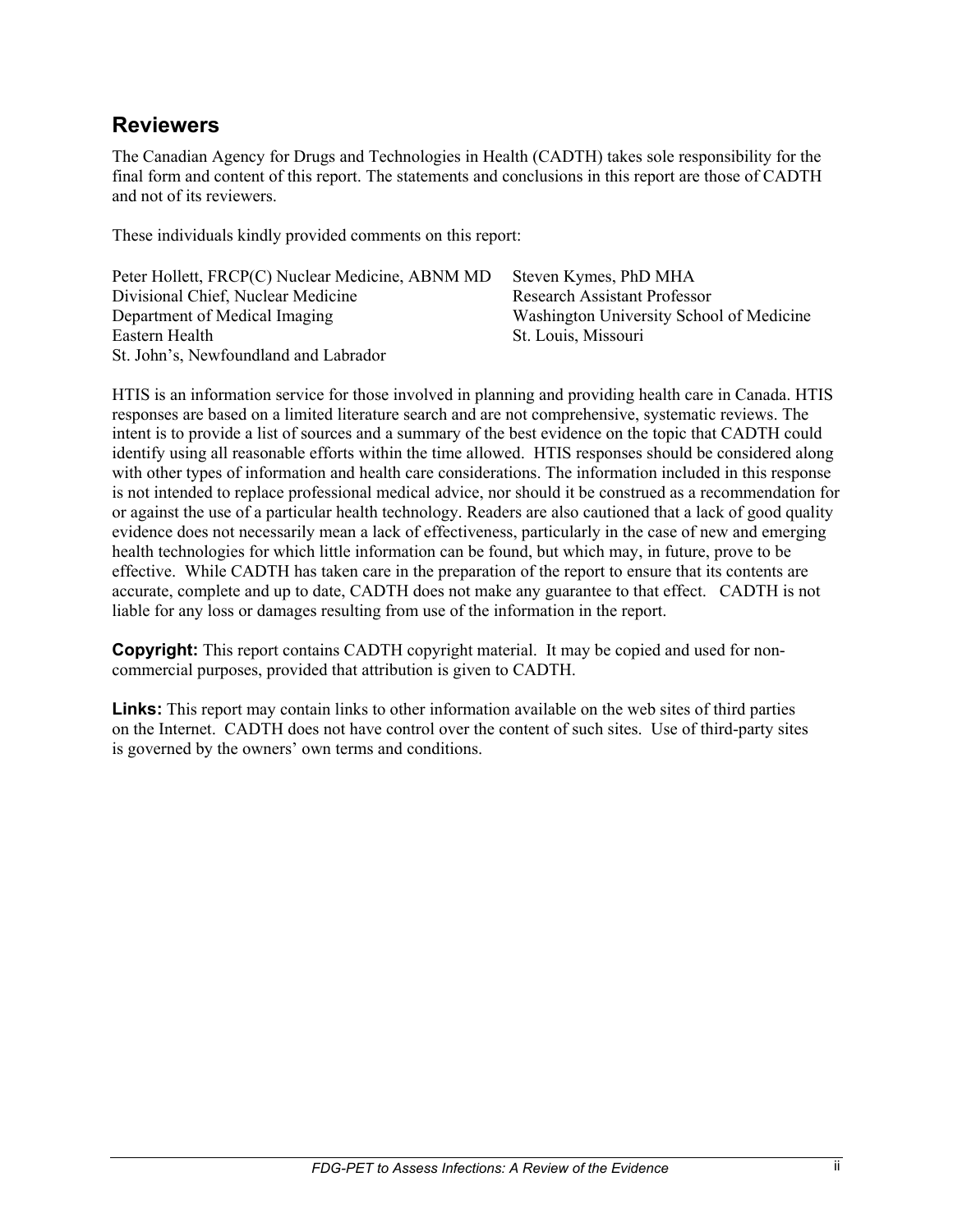## Reviewers

The Canadian Agency for Drugs and Technologies in Health (CADTH) takes sole responsibility for the final form and content of this report. The statements and conclusions in this report are those of CADTH and not of its reviewers.

These individuals kindly provided comments on this report:

Peter Hollett, FRCP(C) Nuclear Medicine, ABNM MD
Divisional Chief, Nuclear Medicine
Department of Medical Imaging
Eastern Health
St. John's, Newfoundland and Labrador

Steven Kymes, PhD MHA
Research Assistant Professor
Washington University School of Medicine
St. Louis, Missouri

HTIS is an information service for those involved in planning and providing health care in Canada. HTIS responses are based on a limited literature search and are not comprehensive, systematic reviews. The intent is to provide a list of sources and a summary of the best evidence on the topic that CADTH could identify using all reasonable efforts within the time allowed. HTIS responses should be considered along with other types of information and health care considerations. The information included in this response is not intended to replace professional medical advice, nor should it be construed as a recommendation for or against the use of a particular health technology. Readers are also cautioned that a lack of good quality evidence does not necessarily mean a lack of effectiveness, particularly in the case of new and emerging health technologies for which little information can be found, but which may, in future, prove to be effective. While CADTH has taken care in the preparation of the report to ensure that its contents are accurate, complete and up to date, CADTH does not make any guarantee to that effect. CADTH is not liable for any loss or damages resulting from use of the information in the report.

**Copyright:** This report contains CADTH copyright material. It may be copied and used for non-commercial purposes, provided that attribution is given to CADTH.

**Links:** This report may contain links to other information available on the web sites of third parties on the Internet. CADTH does not have control over the content of such sites. Use of third-party sites is governed by the owners' own terms and conditions.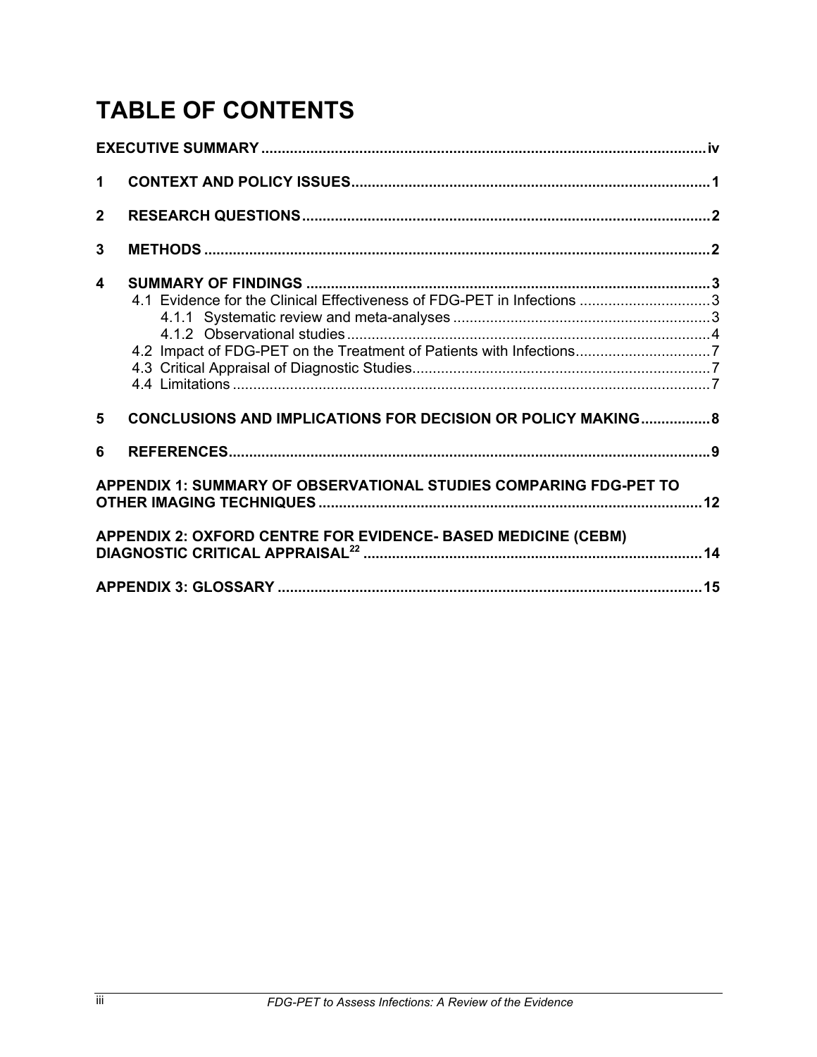# TABLE OF CONTENTS

EXECUTIVE SUMMARY ... iv

1 CONTEXT AND POLICY ISSUES ... 1

2 RESEARCH QUESTIONS ... 2

3 METHODS ... 2

4 SUMMARY OF FINDINGS ... 3
- 4.1 Evidence for the Clinical Effectiveness of FDG-PET in Infections ... 3
  - 4.1.1 Systematic review and meta-analyses ... 3
  - 4.1.2 Observational studies ... 4
- 4.2 Impact of FDG-PET on the Treatment of Patients with Infections ... 7
- 4.3 Critical Appraisal of Diagnostic Studies ... 7
- 4.4 Limitations ... 7

5 CONCLUSIONS AND IMPLICATIONS FOR DECISION OR POLICY MAKING ... 8

6 REFERENCES ... 9

APPENDIX 1: SUMMARY OF OBSERVATIONAL STUDIES COMPARING FDG-PET TO OTHER IMAGING TECHNIQUES ... 12

APPENDIX 2: OXFORD CENTRE FOR EVIDENCE- BASED MEDICINE (CEBM) DIAGNOSTIC CRITICAL APPRAISAL[22] ... 14

APPENDIX 3: GLOSSARY ... 15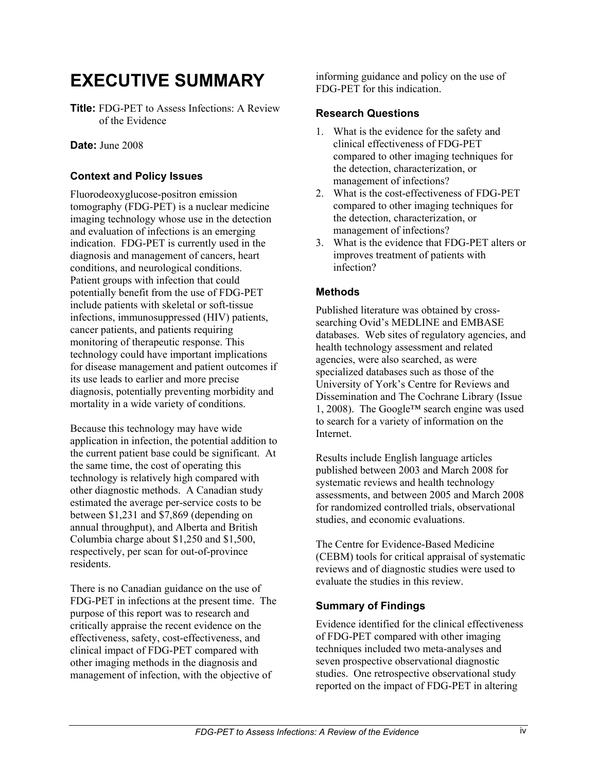# EXECUTIVE SUMMARY

**Title:** FDG-PET to Assess Infections: A Review of the Evidence

**Date:** June 2008

### Context and Policy Issues

Fluorodeoxyglucose-positron emission tomography (FDG-PET) is a nuclear medicine imaging technology whose use in the detection and evaluation of infections is an emerging indication. FDG-PET is currently used in the diagnosis and management of cancers, heart conditions, and neurological conditions. Patient groups with infection that could potentially benefit from the use of FDG-PET include patients with skeletal or soft-tissue infections, immunosuppressed (HIV) patients, cancer patients, and patients requiring monitoring of therapeutic response. This technology could have important implications for disease management and patient outcomes if its use leads to earlier and more precise diagnosis, potentially preventing morbidity and mortality in a wide variety of conditions.

Because this technology may have wide application in infection, the potential addition to the current patient base could be significant. At the same time, the cost of operating this technology is relatively high compared with other diagnostic methods. A Canadian study estimated the average per-service costs to be between $1,231 and $7,869 (depending on annual throughput), and Alberta and British Columbia charge about $1,250 and $1,500, respectively, per scan for out-of-province residents.

There is no Canadian guidance on the use of FDG-PET in infections at the present time. The purpose of this report was to research and critically appraise the recent evidence on the effectiveness, safety, cost-effectiveness, and clinical impact of FDG-PET compared with other imaging methods in the diagnosis and management of infection, with the objective of informing guidance and policy on the use of FDG-PET for this indication.

### Research Questions

1. What is the evidence for the safety and clinical effectiveness of FDG-PET compared to other imaging techniques for the detection, characterization, or management of infections?
2. What is the cost-effectiveness of FDG-PET compared to other imaging techniques for the detection, characterization, or management of infections?
3. What is the evidence that FDG-PET alters or improves treatment of patients with infection?

### Methods

Published literature was obtained by cross-searching Ovid's MEDLINE and EMBASE databases. Web sites of regulatory agencies, and health technology assessment and related agencies, were also searched, as were specialized databases such as those of the University of York's Centre for Reviews and Dissemination and The Cochrane Library (Issue 1, 2008). The Google™ search engine was used to search for a variety of information on the Internet.

Results include English language articles published between 2003 and March 2008 for systematic reviews and health technology assessments, and between 2005 and March 2008 for randomized controlled trials, observational studies, and economic evaluations.

The Centre for Evidence-Based Medicine (CEBM) tools for critical appraisal of systematic reviews and of diagnostic studies were used to evaluate the studies in this review.

### Summary of Findings

Evidence identified for the clinical effectiveness of FDG-PET compared with other imaging techniques included two meta-analyses and seven prospective observational diagnostic studies. One retrospective observational study reported on the impact of FDG-PET in altering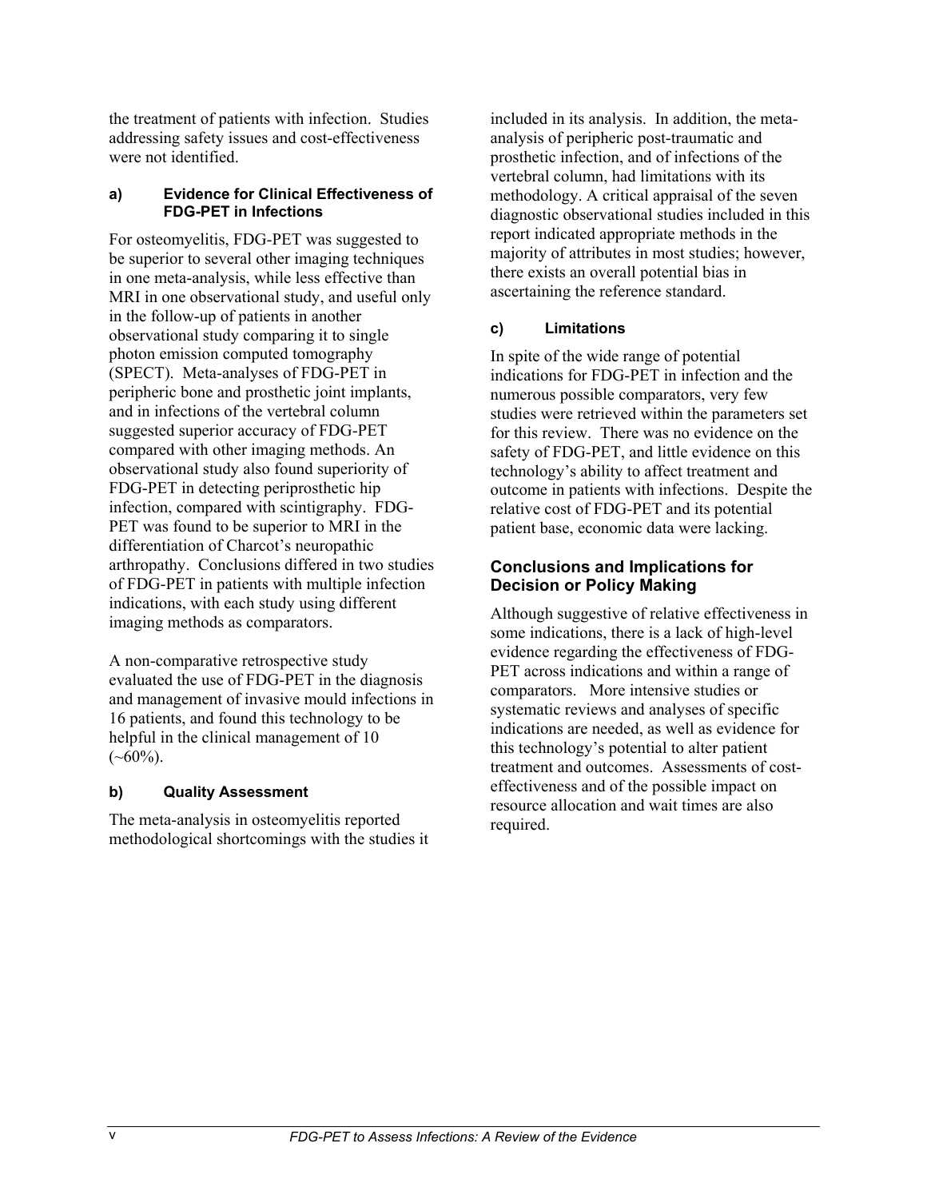the treatment of patients with infection. Studies addressing safety issues and cost-effectiveness were not identified.

#### a) Evidence for Clinical Effectiveness of FDG-PET in Infections

For osteomyelitis, FDG-PET was suggested to be superior to several other imaging techniques in one meta-analysis, while less effective than MRI in one observational study, and useful only in the follow-up of patients in another observational study comparing it to single photon emission computed tomography (SPECT). Meta-analyses of FDG-PET in peripheric bone and prosthetic joint implants, and in infections of the vertebral column suggested superior accuracy of FDG-PET compared with other imaging methods. An observational study also found superiority of FDG-PET in detecting periprosthetic hip infection, compared with scintigraphy. FDG-PET was found to be superior to MRI in the differentiation of Charcot's neuropathic arthropathy. Conclusions differed in two studies of FDG-PET in patients with multiple infection indications, with each study using different imaging methods as comparators.

A non-comparative retrospective study evaluated the use of FDG-PET in the diagnosis and management of invasive mould infections in 16 patients, and found this technology to be helpful in the clinical management of 10 (~60%).

#### b) Quality Assessment

The meta-analysis in osteomyelitis reported methodological shortcomings with the studies it included in its analysis. In addition, the meta-analysis of peripheric post-traumatic and prosthetic infection, and of infections of the vertebral column, had limitations with its methodology. A critical appraisal of the seven diagnostic observational studies included in this report indicated appropriate methods in the majority of attributes in most studies; however, there exists an overall potential bias in ascertaining the reference standard.

#### c) Limitations

In spite of the wide range of potential indications for FDG-PET in infection and the numerous possible comparators, very few studies were retrieved within the parameters set for this review. There was no evidence on the safety of FDG-PET, and little evidence on this technology's ability to affect treatment and outcome in patients with infections. Despite the relative cost of FDG-PET and its potential patient base, economic data were lacking.

### Conclusions and Implications for Decision or Policy Making

Although suggestive of relative effectiveness in some indications, there is a lack of high-level evidence regarding the effectiveness of FDG-PET across indications and within a range of comparators. More intensive studies or systematic reviews and analyses of specific indications are needed, as well as evidence for this technology's potential to alter patient treatment and outcomes. Assessments of cost-effectiveness and of the possible impact on resource allocation and wait times are also required.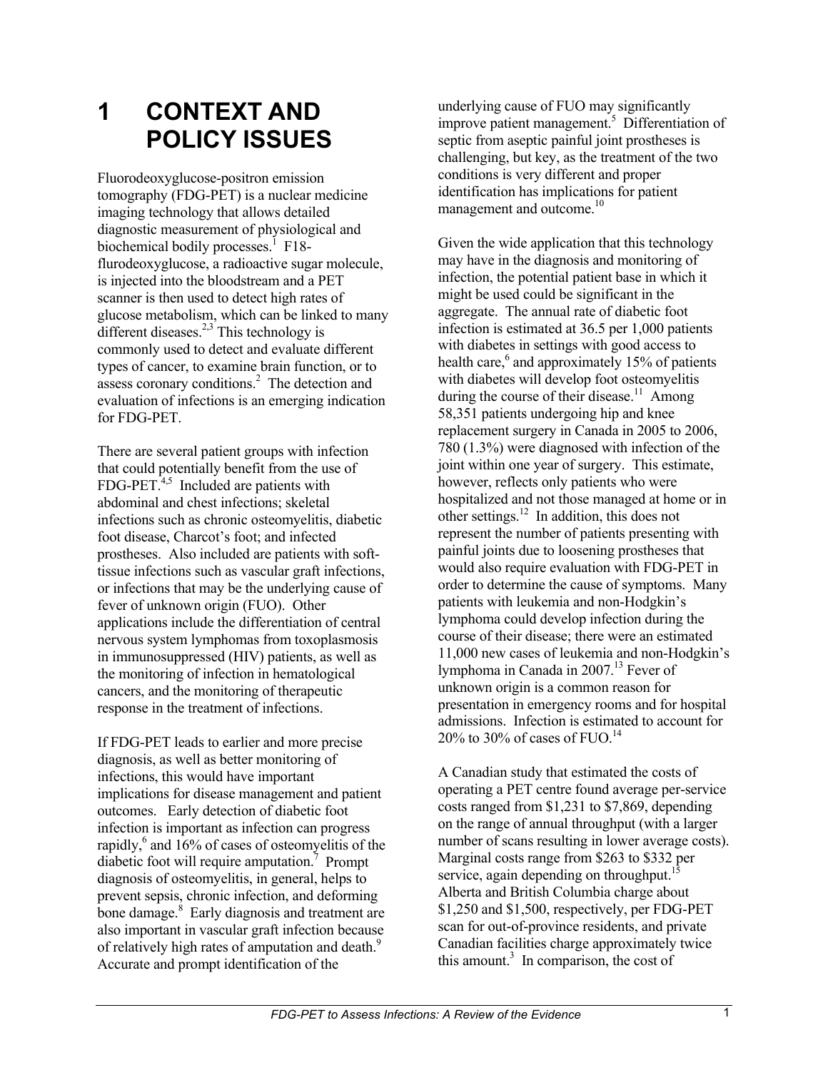# 1 CONTEXT AND POLICY ISSUES

Fluorodeoxyglucose-positron emission tomography (FDG-PET) is a nuclear medicine imaging technology that allows detailed diagnostic measurement of physiological and biochemical bodily processes.[1] F18-flurodeoxyglucose, a radioactive sugar molecule, is injected into the bloodstream and a PET scanner is then used to detect high rates of glucose metabolism, which can be linked to many different diseases.[2,3] This technology is commonly used to detect and evaluate different types of cancer, to examine brain function, or to assess coronary conditions.[2] The detection and evaluation of infections is an emerging indication for FDG-PET.

There are several patient groups with infection that could potentially benefit from the use of FDG-PET.[4,5] Included are patients with abdominal and chest infections; skeletal infections such as chronic osteomyelitis, diabetic foot disease, Charcot's foot; and infected prostheses. Also included are patients with soft-tissue infections such as vascular graft infections, or infections that may be the underlying cause of fever of unknown origin (FUO). Other applications include the differentiation of central nervous system lymphomas from toxoplasmosis in immunosuppressed (HIV) patients, as well as the monitoring of infection in hematological cancers, and the monitoring of therapeutic response in the treatment of infections.

If FDG-PET leads to earlier and more precise diagnosis, as well as better monitoring of infections, this would have important implications for disease management and patient outcomes. Early detection of diabetic foot infection is important as infection can progress rapidly,[6] and 16% of cases of osteomyelitis of the diabetic foot will require amputation.[7] Prompt diagnosis of osteomyelitis, in general, helps to prevent sepsis, chronic infection, and deforming bone damage.[8] Early diagnosis and treatment are also important in vascular graft infection because of relatively high rates of amputation and death.[9] Accurate and prompt identification of the underlying cause of FUO may significantly improve patient management.[5] Differentiation of septic from aseptic painful joint prostheses is challenging, but key, as the treatment of the two conditions is very different and proper identification has implications for patient management and outcome.[10]

Given the wide application that this technology may have in the diagnosis and monitoring of infection, the potential patient base in which it might be used could be significant in the aggregate. The annual rate of diabetic foot infection is estimated at 36.5 per 1,000 patients with diabetes in settings with good access to health care,[6] and approximately 15% of patients with diabetes will develop foot osteomyelitis during the course of their disease.[11] Among 58,351 patients undergoing hip and knee replacement surgery in Canada in 2005 to 2006, 780 (1.3%) were diagnosed with infection of the joint within one year of surgery. This estimate, however, reflects only patients who were hospitalized and not those managed at home or in other settings.[12] In addition, this does not represent the number of patients presenting with painful joints due to loosening prostheses that would also require evaluation with FDG-PET in order to determine the cause of symptoms. Many patients with leukemia and non-Hodgkin's lymphoma could develop infection during the course of their disease; there were an estimated 11,000 new cases of leukemia and non-Hodgkin's lymphoma in Canada in 2007.[13] Fever of unknown origin is a common reason for presentation in emergency rooms and for hospital admissions. Infection is estimated to account for 20% to 30% of cases of FUO.[14]

A Canadian study that estimated the costs of operating a PET centre found average per-service costs ranged from $1,231 to $7,869, depending on the range of annual throughput (with a larger number of scans resulting in lower average costs). Marginal costs range from $263 to $332 per service, again depending on throughput.[15] Alberta and British Columbia charge about $1,250 and $1,500, respectively, per FDG-PET scan for out-of-province residents, and private Canadian facilities charge approximately twice this amount.[3] In comparison, the cost of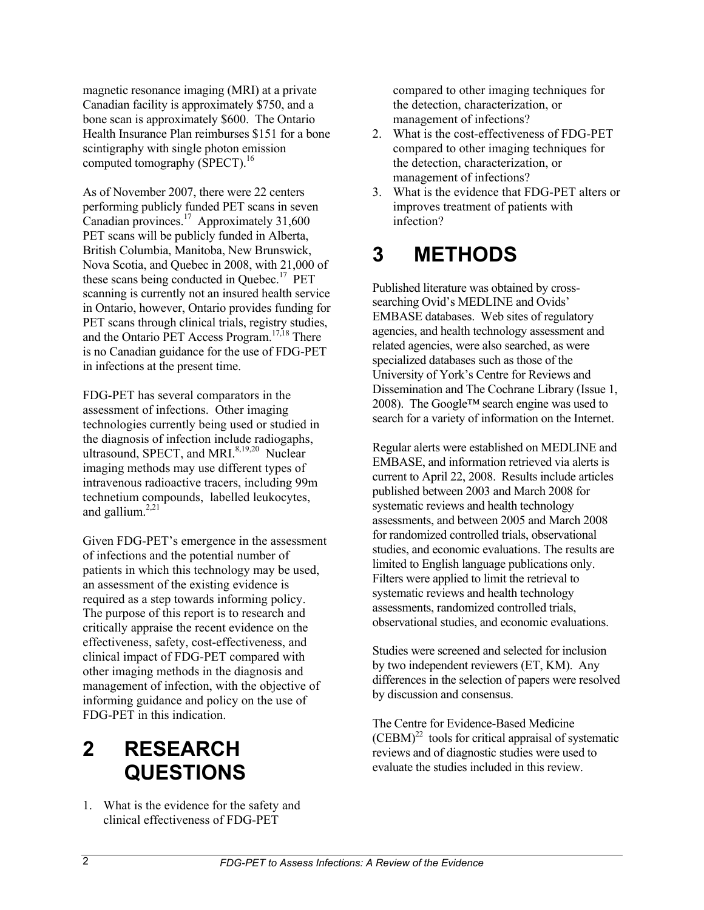magnetic resonance imaging (MRI) at a private Canadian facility is approximately $750, and a bone scan is approximately $600. The Ontario Health Insurance Plan reimburses $151 for a bone scintigraphy with single photon emission computed tomography (SPECT).[16]

As of November 2007, there were 22 centers performing publicly funded PET scans in seven Canadian provinces.[17] Approximately 31,600 PET scans will be publicly funded in Alberta, British Columbia, Manitoba, New Brunswick, Nova Scotia, and Quebec in 2008, with 21,000 of these scans being conducted in Quebec.[17] PET scanning is currently not an insured health service in Ontario, however, Ontario provides funding for PET scans through clinical trials, registry studies, and the Ontario PET Access Program.[17,18] There is no Canadian guidance for the use of FDG-PET in infections at the present time.

FDG-PET has several comparators in the assessment of infections. Other imaging technologies currently being used or studied in the diagnosis of infection include radiogaphs, ultrasound, SPECT, and MRI.[8,19,20] Nuclear imaging methods may use different types of intravenous radioactive tracers, including 99m technetium compounds, labelled leukocytes, and gallium.[2,21]

Given FDG-PET's emergence in the assessment of infections and the potential number of patients in which this technology may be used, an assessment of the existing evidence is required as a step towards informing policy. The purpose of this report is to research and critically appraise the recent evidence on the effectiveness, safety, cost-effectiveness, and clinical impact of FDG-PET compared with other imaging methods in the diagnosis and management of infection, with the objective of informing guidance and policy on the use of FDG-PET in this indication.

# 2 RESEARCH QUESTIONS

1. What is the evidence for the safety and clinical effectiveness of FDG-PET compared to other imaging techniques for the detection, characterization, or management of infections?
2. What is the cost-effectiveness of FDG-PET compared to other imaging techniques for the detection, characterization, or management of infections?
3. What is the evidence that FDG-PET alters or improves treatment of patients with infection?

# 3 METHODS

Published literature was obtained by cross-searching Ovid's MEDLINE and Ovids' EMBASE databases. Web sites of regulatory agencies, and health technology assessment and related agencies, were also searched, as were specialized databases such as those of the University of York's Centre for Reviews and Dissemination and The Cochrane Library (Issue 1, 2008). The Google™ search engine was used to search for a variety of information on the Internet.

Regular alerts were established on MEDLINE and EMBASE, and information retrieved via alerts is current to April 22, 2008. Results include articles published between 2003 and March 2008 for systematic reviews and health technology assessments, and between 2005 and March 2008 for randomized controlled trials, observational studies, and economic evaluations. The results are limited to English language publications only. Filters were applied to limit the retrieval to systematic reviews and health technology assessments, randomized controlled trials, observational studies, and economic evaluations.

Studies were screened and selected for inclusion by two independent reviewers (ET, KM). Any differences in the selection of papers were resolved by discussion and consensus.

The Centre for Evidence-Based Medicine (CEBM)[22] tools for critical appraisal of systematic reviews and of diagnostic studies were used to evaluate the studies included in this review.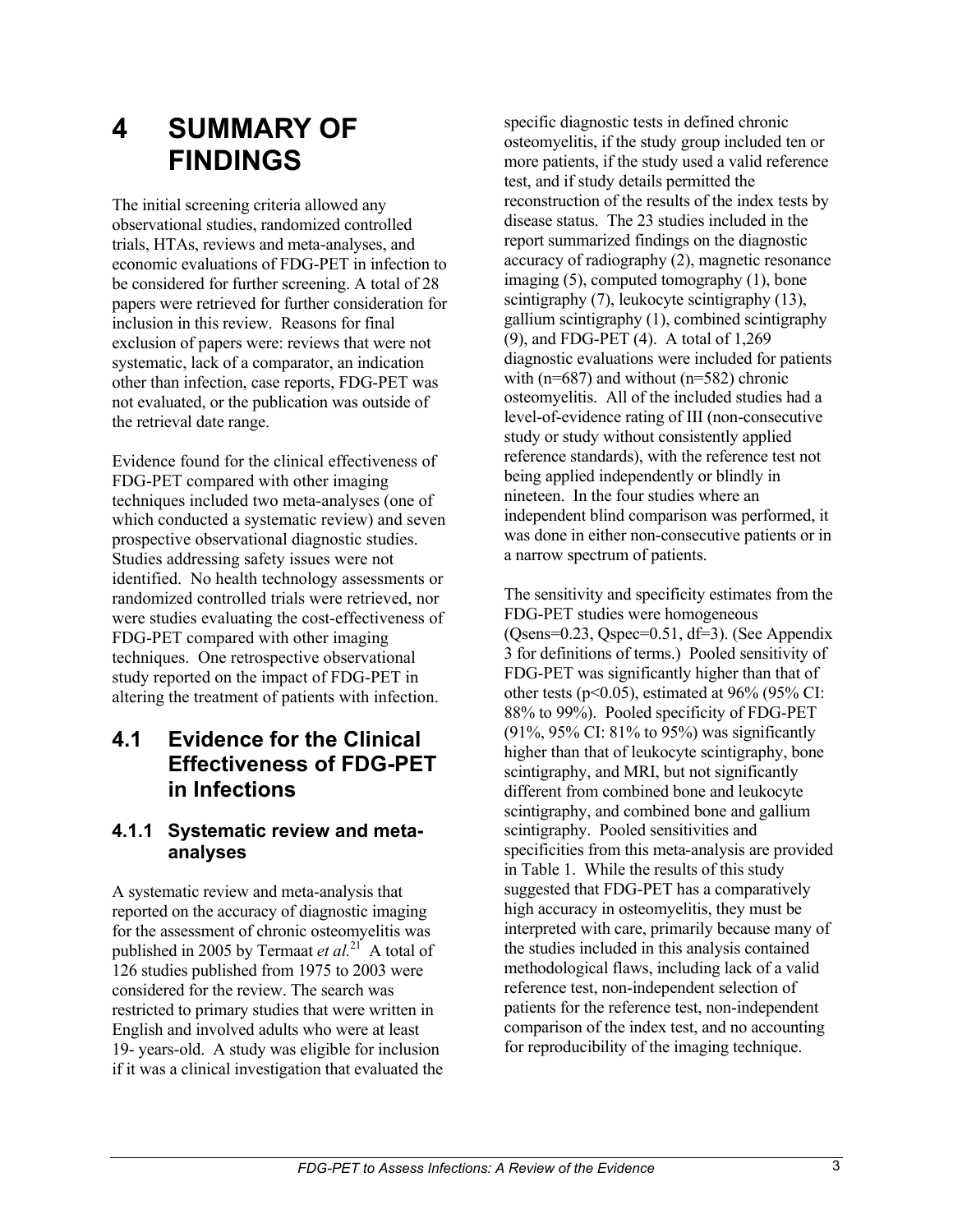# 4 SUMMARY OF FINDINGS

The initial screening criteria allowed any observational studies, randomized controlled trials, HTAs, reviews and meta-analyses, and economic evaluations of FDG-PET in infection to be considered for further screening. A total of 28 papers were retrieved for further consideration for inclusion in this review. Reasons for final exclusion of papers were: reviews that were not systematic, lack of a comparator, an indication other than infection, case reports, FDG-PET was not evaluated, or the publication was outside of the retrieval date range.

Evidence found for the clinical effectiveness of FDG-PET compared with other imaging techniques included two meta-analyses (one of which conducted a systematic review) and seven prospective observational diagnostic studies. Studies addressing safety issues were not identified. No health technology assessments or randomized controlled trials were retrieved, nor were studies evaluating the cost-effectiveness of FDG-PET compared with other imaging techniques. One retrospective observational study reported on the impact of FDG-PET in altering the treatment of patients with infection.

## 4.1 Evidence for the Clinical Effectiveness of FDG-PET in Infections

### 4.1.1 Systematic review and meta-analyses

A systematic review and meta-analysis that reported on the accuracy of diagnostic imaging for the assessment of chronic osteomyelitis was published in 2005 by Termaat *et al.*[21] A total of 126 studies published from 1975 to 2003 were considered for the review. The search was restricted to primary studies that were written in English and involved adults who were at least 19- years-old. A study was eligible for inclusion if it was a clinical investigation that evaluated the specific diagnostic tests in defined chronic osteomyelitis, if the study group included ten or more patients, if the study used a valid reference test, and if study details permitted the reconstruction of the results of the index tests by disease status. The 23 studies included in the report summarized findings on the diagnostic accuracy of radiography (2), magnetic resonance imaging (5), computed tomography (1), bone scintigraphy (7), leukocyte scintigraphy (13), gallium scintigraphy (1), combined scintigraphy (9), and FDG-PET (4). A total of 1,269 diagnostic evaluations were included for patients with (n=687) and without (n=582) chronic osteomyelitis. All of the included studies had a level-of-evidence rating of III (non-consecutive study or study without consistently applied reference standards), with the reference test not being applied independently or blindly in nineteen. In the four studies where an independent blind comparison was performed, it was done in either non-consecutive patients or in a narrow spectrum of patients.

The sensitivity and specificity estimates from the FDG-PET studies were homogeneous (Qsens=0.23, Qspec=0.51, df=3). (See Appendix 3 for definitions of terms.) Pooled sensitivity of FDG-PET was significantly higher than that of other tests ($p<0.05$), estimated at 96% (95% CI: 88% to 99%). Pooled specificity of FDG-PET (91%, 95% CI: 81% to 95%) was significantly higher than that of leukocyte scintigraphy, bone scintigraphy, and MRI, but not significantly different from combined bone and leukocyte scintigraphy, and combined bone and gallium scintigraphy. Pooled sensitivities and specificities from this meta-analysis are provided in Table 1. While the results of this study suggested that FDG-PET has a comparatively high accuracy in osteomyelitis, they must be interpreted with care, primarily because many of the studies included in this analysis contained methodological flaws, including lack of a valid reference test, non-independent selection of patients for the reference test, non-independent comparison of the index test, and no accounting for reproducibility of the imaging technique.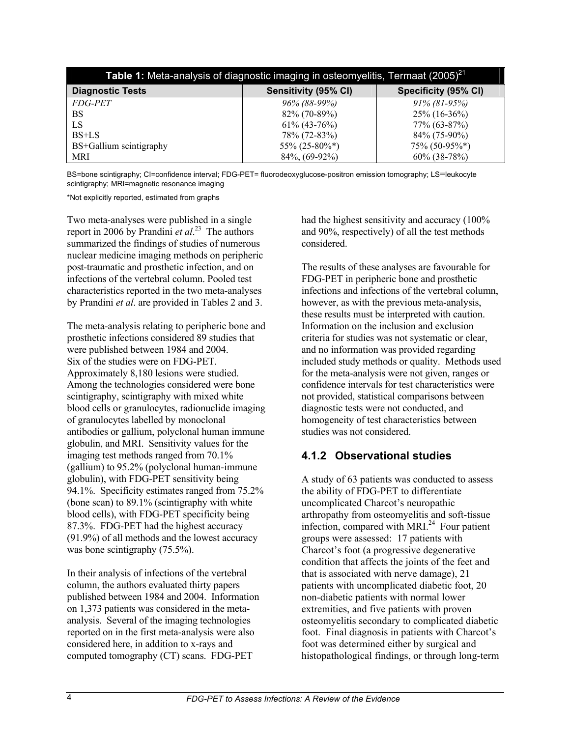**Table 1:** Meta-analysis of diagnostic imaging in osteomyelitis, Termaat (2005)[21]

| Diagnostic Tests | Sensitivity (95% CI) | Specificity (95% CI) |
|---|---|---|
| *FDG-PET* | *96% (88-99%)* | *91% (81-95%)* |
| BS | 82% (70-89%) | 25% (16-36%) |
| LS | 61% (43-76%) | 77% (63-87%) |
| BS+LS | 78% (72-83%) | 84% (75-90%) |
| BS+Gallium scintigraphy | 55% (25-80%*) | 75% (50-95%*) |
| MRI | 84%, (69-92%) | 60% (38-78%) |

BS=bone scintigraphy; CI=confidence interval; FDG-PET= fluorodeoxyglucose-positron emission tomography; LS=leukocyte scintigraphy; MRI=magnetic resonance imaging

*Not explicitly reported, estimated from graphs

Two meta-analyses were published in a single report in 2006 by Prandini *et al*.[23] The authors summarized the findings of studies of numerous nuclear medicine imaging methods on peripheric post-traumatic and prosthetic infection, and on infections of the vertebral column. Pooled test characteristics reported in the two meta-analyses by Prandini *et al*. are provided in Tables 2 and 3.

The meta-analysis relating to peripheric bone and prosthetic infections considered 89 studies that were published between 1984 and 2004. Six of the studies were on FDG-PET. Approximately 8,180 lesions were studied. Among the technologies considered were bone scintigraphy, scintigraphy with mixed white blood cells or granulocytes, radionuclide imaging of granulocytes labelled by monoclonal antibodies or gallium, polyclonal human immune globulin, and MRI. Sensitivity values for the imaging test methods ranged from 70.1% (gallium) to 95.2% (polyclonal human-immune globulin), with FDG-PET sensitivity being 94.1%. Specificity estimates ranged from 75.2% (bone scan) to 89.1% (scintigraphy with white blood cells), with FDG-PET specificity being 87.3%. FDG-PET had the highest accuracy (91.9%) of all methods and the lowest accuracy was bone scintigraphy (75.5%).

In their analysis of infections of the vertebral column, the authors evaluated thirty papers published between 1984 and 2004. Information on 1,373 patients was considered in the meta-analysis. Several of the imaging technologies reported on in the first meta-analysis were also considered here, in addition to x-rays and computed tomography (CT) scans. FDG-PET had the highest sensitivity and accuracy (100% and 90%, respectively) of all the test methods considered.

The results of these analyses are favourable for FDG-PET in peripheric bone and prosthetic infections and infections of the vertebral column, however, as with the previous meta-analysis, these results must be interpreted with caution. Information on the inclusion and exclusion criteria for studies was not systematic or clear, and no information was provided regarding included study methods or quality. Methods used for the meta-analysis were not given, ranges or confidence intervals for test characteristics were not provided, statistical comparisons between diagnostic tests were not conducted, and homogeneity of test characteristics between studies was not considered.

### 4.1.2 Observational studies

A study of 63 patients was conducted to assess the ability of FDG-PET to differentiate uncomplicated Charcot's neuropathic arthropathy from osteomyelitis and soft-tissue infection, compared with MRI.[24] Four patient groups were assessed: 17 patients with Charcot's foot (a progressive degenerative condition that affects the joints of the feet and that is associated with nerve damage), 21 patients with uncomplicated diabetic foot, 20 non-diabetic patients with normal lower extremities, and five patients with proven osteomyelitis secondary to complicated diabetic foot. Final diagnosis in patients with Charcot's foot was determined either by surgical and histopathological findings, or through long-term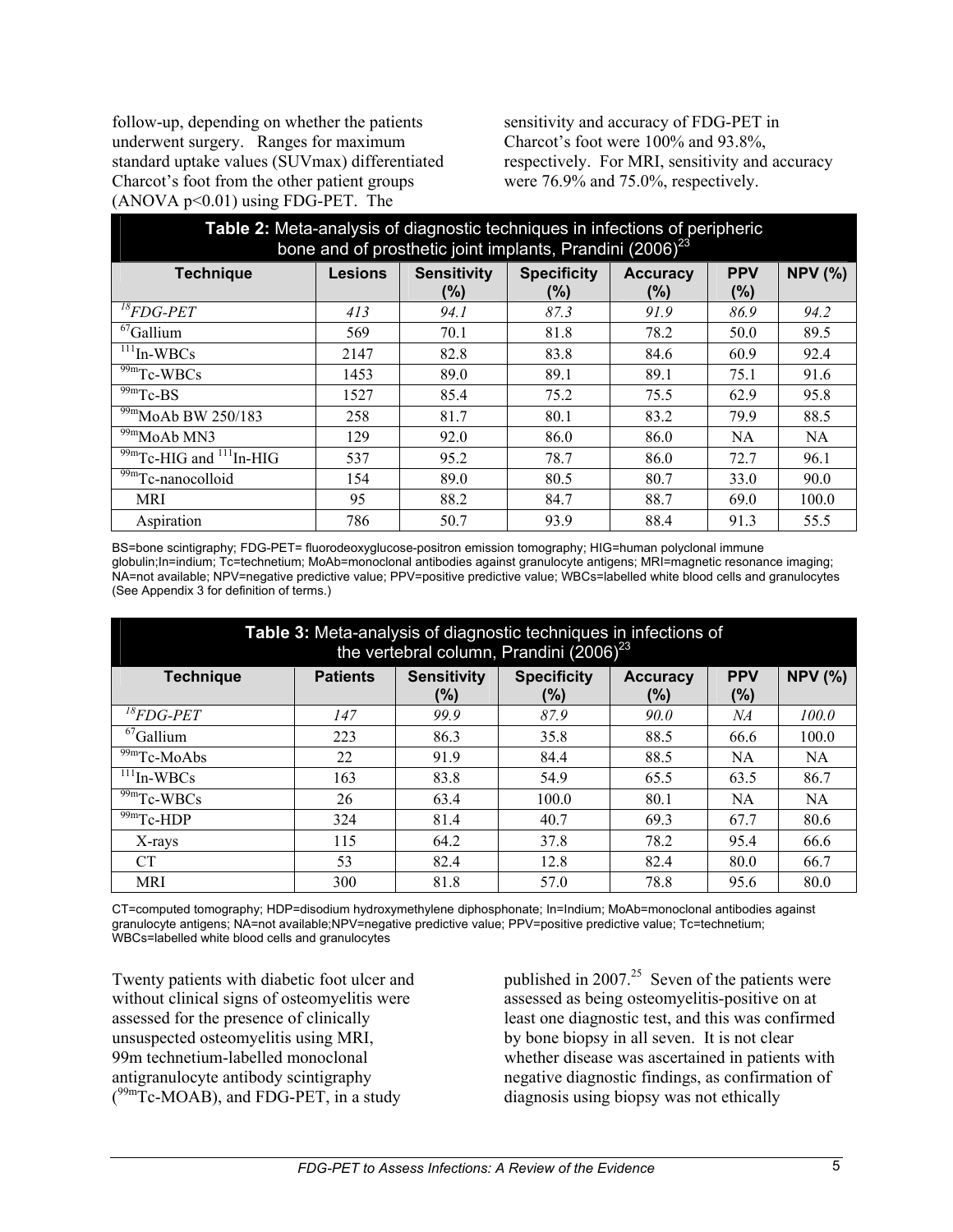follow-up, depending on whether the patients underwent surgery. Ranges for maximum standard uptake values (SUVmax) differentiated Charcot's foot from the other patient groups (ANOVA $p<0.01$) using FDG-PET. The sensitivity and accuracy of FDG-PET in Charcot's foot were 100% and 93.8%, respectively. For MRI, sensitivity and accuracy were 76.9% and 75.0%, respectively.

**Table 2:** Meta-analysis of diagnostic techniques in infections of peripheric bone and of prosthetic joint implants, Prandini (2006)[23]

| Technique | Lesions | Sensitivity (%) | Specificity (%) | Accuracy (%) | PPV (%) | NPV (%) |
|---|---|---|---|---|---|---|
| *$^{18}$FDG-PET* | *413* | *94.1* | *87.3* | *91.9* | *86.9* | *94.2* |
| $^{67}$Gallium | 569 | 70.1 | 81.8 | 78.2 | 50.0 | 89.5 |
| $^{111}$In-WBCs | 2147 | 82.8 | 83.8 | 84.6 | 60.9 | 92.4 |
| $^{99m}$Tc-WBCs | 1453 | 89.0 | 89.1 | 89.1 | 75.1 | 91.6 |
| $^{99m}$Tc-BS | 1527 | 85.4 | 75.2 | 75.5 | 62.9 | 95.8 |
| $^{99m}$MoAb BW 250/183 | 258 | 81.7 | 80.1 | 83.2 | 79.9 | 88.5 |
| $^{99m}$MoAb MN3 | 129 | 92.0 | 86.0 | 86.0 | NA | NA |
| $^{99m}$Tc-HIG and $^{111}$In-HIG | 537 | 95.2 | 78.7 | 86.0 | 72.7 | 96.1 |
| $^{99m}$Tc-nanocolloid | 154 | 89.0 | 80.5 | 80.7 | 33.0 | 90.0 |
| MRI | 95 | 88.2 | 84.7 | 88.7 | 69.0 | 100.0 |
| Aspiration | 786 | 50.7 | 93.9 | 88.4 | 91.3 | 55.5 |

BS=bone scintigraphy; FDG-PET= fluorodeoxyglucose-positron emission tomography; HIG=human polyclonal immune globulin;In=indium; Tc=technetium; MoAb=monoclonal antibodies against granulocyte antigens; MRI=magnetic resonance imaging; NA=not available; NPV=negative predictive value; PPV=positive predictive value; WBCs=labelled white blood cells and granulocytes (See Appendix 3 for definition of terms.)

**Table 3:** Meta-analysis of diagnostic techniques in infections of the vertebral column, Prandini (2006)[23]

| Technique | Patients | Sensitivity (%) | Specificity (%) | Accuracy (%) | PPV (%) | NPV (%) |
|---|---|---|---|---|---|---|
| *$^{18}$FDG-PET* | *147* | *99.9* | *87.9* | *90.0* | *NA* | *100.0* |
| $^{67}$Gallium | 223 | 86.3 | 35.8 | 88.5 | 66.6 | 100.0 |
| $^{99m}$Tc-MoAbs | 22 | 91.9 | 84.4 | 88.5 | NA | NA |
| $^{111}$In-WBCs | 163 | 83.8 | 54.9 | 65.5 | 63.5 | 86.7 |
| $^{99m}$Tc-WBCs | 26 | 63.4 | 100.0 | 80.1 | NA | NA |
| $^{99m}$Tc-HDP | 324 | 81.4 | 40.7 | 69.3 | 67.7 | 80.6 |
| X-rays | 115 | 64.2 | 37.8 | 78.2 | 95.4 | 66.6 |
| CT | 53 | 82.4 | 12.8 | 82.4 | 80.0 | 66.7 |
| MRI | 300 | 81.8 | 57.0 | 78.8 | 95.6 | 80.0 |

CT=computed tomography; HDP=disodium hydroxymethylene diphosphonate; In=Indium; MoAb=monoclonal antibodies against granulocyte antigens; NA=not available;NPV=negative predictive value; PPV=positive predictive value; Tc=technetium; WBCs=labelled white blood cells and granulocytes

Twenty patients with diabetic foot ulcer and without clinical signs of osteomyelitis were assessed for the presence of clinically unsuspected osteomyelitis using MRI, 99m technetium-labelled monoclonal antigranulocyte antibody scintigraphy ($^{99m}$Tc-MOAB), and FDG-PET, in a study published in 2007.[25] Seven of the patients were assessed as being osteomyelitis-positive on at least one diagnostic test, and this was confirmed by bone biopsy in all seven. It is not clear whether disease was ascertained in patients with negative diagnostic findings, as confirmation of diagnosis using biopsy was not ethically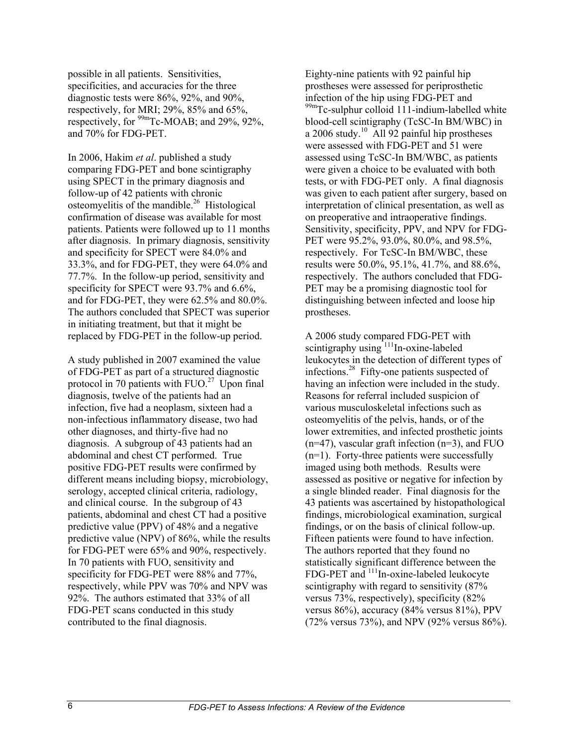possible in all patients. Sensitivities, specificities, and accuracies for the three diagnostic tests were 86%, 92%, and 90%, respectively, for MRI; 29%, 85% and 65%, respectively, for $^{99m}$Tc-MOAB; and 29%, 92%, and 70% for FDG-PET.

In 2006, Hakim *et al*. published a study comparing FDG-PET and bone scintigraphy using SPECT in the primary diagnosis and follow-up of 42 patients with chronic osteomyelitis of the mandible.[26] Histological confirmation of disease was available for most patients. Patients were followed up to 11 months after diagnosis. In primary diagnosis, sensitivity and specificity for SPECT were 84.0% and 33.3%, and for FDG-PET, they were 64.0% and 77.7%. In the follow-up period, sensitivity and specificity for SPECT were 93.7% and 6.6%, and for FDG-PET, they were 62.5% and 80.0%. The authors concluded that SPECT was superior in initiating treatment, but that it might be replaced by FDG-PET in the follow-up period.

A study published in 2007 examined the value of FDG-PET as part of a structured diagnostic protocol in 70 patients with FUO.[27] Upon final diagnosis, twelve of the patients had an infection, five had a neoplasm, sixteen had a non-infectious inflammatory disease, two had other diagnoses, and thirty-five had no diagnosis. A subgroup of 43 patients had an abdominal and chest CT performed. True positive FDG-PET results were confirmed by different means including biopsy, microbiology, serology, accepted clinical criteria, radiology, and clinical course. In the subgroup of 43 patients, abdominal and chest CT had a positive predictive value (PPV) of 48% and a negative predictive value (NPV) of 86%, while the results for FDG-PET were 65% and 90%, respectively. In 70 patients with FUO, sensitivity and specificity for FDG-PET were 88% and 77%, respectively, while PPV was 70% and NPV was 92%. The authors estimated that 33% of all FDG-PET scans conducted in this study contributed to the final diagnosis.

Eighty-nine patients with 92 painful hip prostheses were assessed for periprosthetic infection of the hip using FDG-PET and $^{99m}$Tc-sulphur colloid 111-indium-labelled white blood-cell scintigraphy (TcSC-In BM/WBC) in a 2006 study.[10] All 92 painful hip prostheses were assessed with FDG-PET and 51 were assessed using TcSC-In BM/WBC, as patients were given a choice to be evaluated with both tests, or with FDG-PET only. A final diagnosis was given to each patient after surgery, based on interpretation of clinical presentation, as well as on preoperative and intraoperative findings. Sensitivity, specificity, PPV, and NPV for FDG-PET were 95.2%, 93.0%, 80.0%, and 98.5%, respectively. For TcSC-In BM/WBC, these results were 50.0%, 95.1%, 41.7%, and 88.6%, respectively. The authors concluded that FDG-PET may be a promising diagnostic tool for distinguishing between infected and loose hip prostheses.

A 2006 study compared FDG-PET with scintigraphy using $^{111}$In-oxine-labeled leukocytes in the detection of different types of infections.[28] Fifty-one patients suspected of having an infection were included in the study. Reasons for referral included suspicion of various musculoskeletal infections such as osteomyelitis of the pelvis, hands, or of the lower extremities, and infected prosthetic joints (n=47), vascular graft infection (n=3), and FUO (n=1). Forty-three patients were successfully imaged using both methods. Results were assessed as positive or negative for infection by a single blinded reader. Final diagnosis for the 43 patients was ascertained by histopathological findings, microbiological examination, surgical findings, or on the basis of clinical follow-up. Fifteen patients were found to have infection. The authors reported that they found no statistically significant difference between the FDG-PET and $^{111}$In-oxine-labeled leukocyte scintigraphy with regard to sensitivity (87% versus 73%, respectively), specificity (82% versus 86%), accuracy (84% versus 81%), PPV (72% versus 73%), and NPV (92% versus 86%).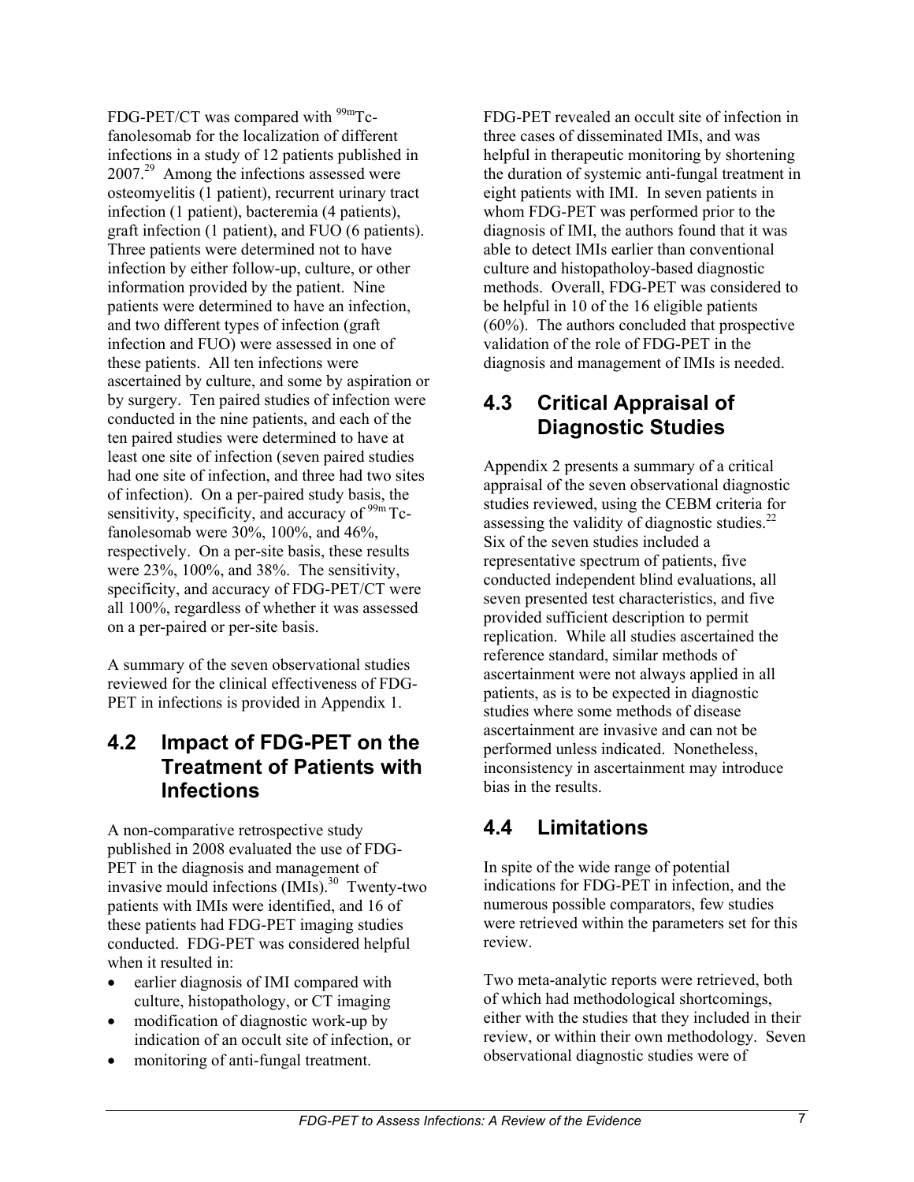FDG-PET/CT was compared with $^{99m}$Tc-fanolesomab for the localization of different infections in a study of 12 patients published in 2007.[29] Among the infections assessed were osteomyelitis (1 patient), recurrent urinary tract infection (1 patient), bacteremia (4 patients), graft infection (1 patient), and FUO (6 patients). Three patients were determined not to have infection by either follow-up, culture, or other information provided by the patient. Nine patients were determined to have an infection, and two different types of infection (graft infection and FUO) were assessed in one of these patients. All ten infections were ascertained by culture, and some by aspiration or by surgery. Ten paired studies of infection were conducted in the nine patients, and each of the ten paired studies were determined to have at least one site of infection (seven paired studies had one site of infection, and three had two sites of infection). On a per-paired study basis, the sensitivity, specificity, and accuracy of $^{99m}$Tc-fanolesomab were 30%, 100%, and 46%, respectively. On a per-site basis, these results were 23%, 100%, and 38%. The sensitivity, specificity, and accuracy of FDG-PET/CT were all 100%, regardless of whether it was assessed on a per-paired or per-site basis.

A summary of the seven observational studies reviewed for the clinical effectiveness of FDG-PET in infections is provided in Appendix 1.

## 4.2 Impact of FDG-PET on the Treatment of Patients with Infections

A non-comparative retrospective study published in 2008 evaluated the use of FDG-PET in the diagnosis and management of invasive mould infections (IMIs).[30] Twenty-two patients with IMIs were identified, and 16 of these patients had FDG-PET imaging studies conducted. FDG-PET was considered helpful when it resulted in:

- earlier diagnosis of IMI compared with culture, histopathology, or CT imaging
- modification of diagnostic work-up by indication of an occult site of infection, or
- monitoring of anti-fungal treatment.

FDG-PET revealed an occult site of infection in three cases of disseminated IMIs, and was helpful in therapeutic monitoring by shortening the duration of systemic anti-fungal treatment in eight patients with IMI. In seven patients in whom FDG-PET was performed prior to the diagnosis of IMI, the authors found that it was able to detect IMIs earlier than conventional culture and histopatholoy-based diagnostic methods. Overall, FDG-PET was considered to be helpful in 10 of the 16 eligible patients (60%). The authors concluded that prospective validation of the role of FDG-PET in the diagnosis and management of IMIs is needed.

## 4.3 Critical Appraisal of Diagnostic Studies

Appendix 2 presents a summary of a critical appraisal of the seven observational diagnostic studies reviewed, using the CEBM criteria for assessing the validity of diagnostic studies.[22] Six of the seven studies included a representative spectrum of patients, five conducted independent blind evaluations, all seven presented test characteristics, and five provided sufficient description to permit replication. While all studies ascertained the reference standard, similar methods of ascertainment were not always applied in all patients, as is to be expected in diagnostic studies where some methods of disease ascertainment are invasive and can not be performed unless indicated. Nonetheless, inconsistency in ascertainment may introduce bias in the results.

## 4.4 Limitations

In spite of the wide range of potential indications for FDG-PET in infection, and the numerous possible comparators, few studies were retrieved within the parameters set for this review.

Two meta-analytic reports were retrieved, both of which had methodological shortcomings, either with the studies that they included in their review, or within their own methodology. Seven observational diagnostic studies were of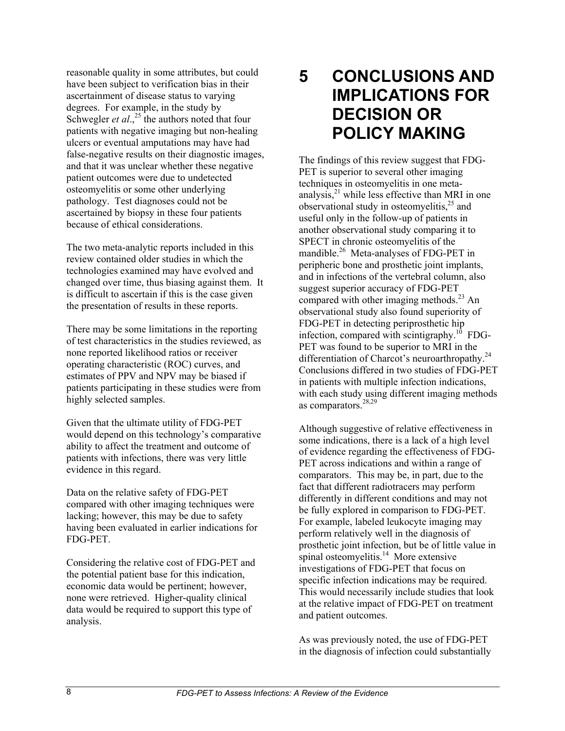reasonable quality in some attributes, but could have been subject to verification bias in their ascertainment of disease status to varying degrees. For example, in the study by Schwegler *et al*.,[25] the authors noted that four patients with negative imaging but non-healing ulcers or eventual amputations may have had false-negative results on their diagnostic images, and that it was unclear whether these negative patient outcomes were due to undetected osteomyelitis or some other underlying pathology. Test diagnoses could not be ascertained by biopsy in these four patients because of ethical considerations.

The two meta-analytic reports included in this review contained older studies in which the technologies examined may have evolved and changed over time, thus biasing against them. It is difficult to ascertain if this is the case given the presentation of results in these reports.

There may be some limitations in the reporting of test characteristics in the studies reviewed, as none reported likelihood ratios or receiver operating characteristic (ROC) curves, and estimates of PPV and NPV may be biased if patients participating in these studies were from highly selected samples.

Given that the ultimate utility of FDG-PET would depend on this technology's comparative ability to affect the treatment and outcome of patients with infections, there was very little evidence in this regard.

Data on the relative safety of FDG-PET compared with other imaging techniques were lacking; however, this may be due to safety having been evaluated in earlier indications for FDG-PET.

Considering the relative cost of FDG-PET and the potential patient base for this indication, economic data would be pertinent; however, none were retrieved. Higher-quality clinical data would be required to support this type of analysis.

# 5 CONCLUSIONS AND IMPLICATIONS FOR DECISION OR POLICY MAKING

The findings of this review suggest that FDG-PET is superior to several other imaging techniques in osteomyelitis in one meta-analysis,[21] while less effective than MRI in one observational study in osteomyelitis,[25] and useful only in the follow-up of patients in another observational study comparing it to SPECT in chronic osteomyelitis of the mandible.[26] Meta-analyses of FDG-PET in peripheric bone and prosthetic joint implants, and in infections of the vertebral column, also suggest superior accuracy of FDG-PET compared with other imaging methods.[23] An observational study also found superiority of FDG-PET in detecting periprosthetic hip infection, compared with scintigraphy.[10] FDG-PET was found to be superior to MRI in the differentiation of Charcot's neuroarthropathy.[24] Conclusions differed in two studies of FDG-PET in patients with multiple infection indications, with each study using different imaging methods as comparators.[28,29]

Although suggestive of relative effectiveness in some indications, there is a lack of a high level of evidence regarding the effectiveness of FDG-PET across indications and within a range of comparators. This may be, in part, due to the fact that different radiotracers may perform differently in different conditions and may not be fully explored in comparison to FDG-PET. For example, labeled leukocyte imaging may perform relatively well in the diagnosis of prosthetic joint infection, but be of little value in spinal osteomyelitis.[14] More extensive investigations of FDG-PET that focus on specific infection indications may be required. This would necessarily include studies that look at the relative impact of FDG-PET on treatment and patient outcomes.

As was previously noted, the use of FDG-PET in the diagnosis of infection could substantially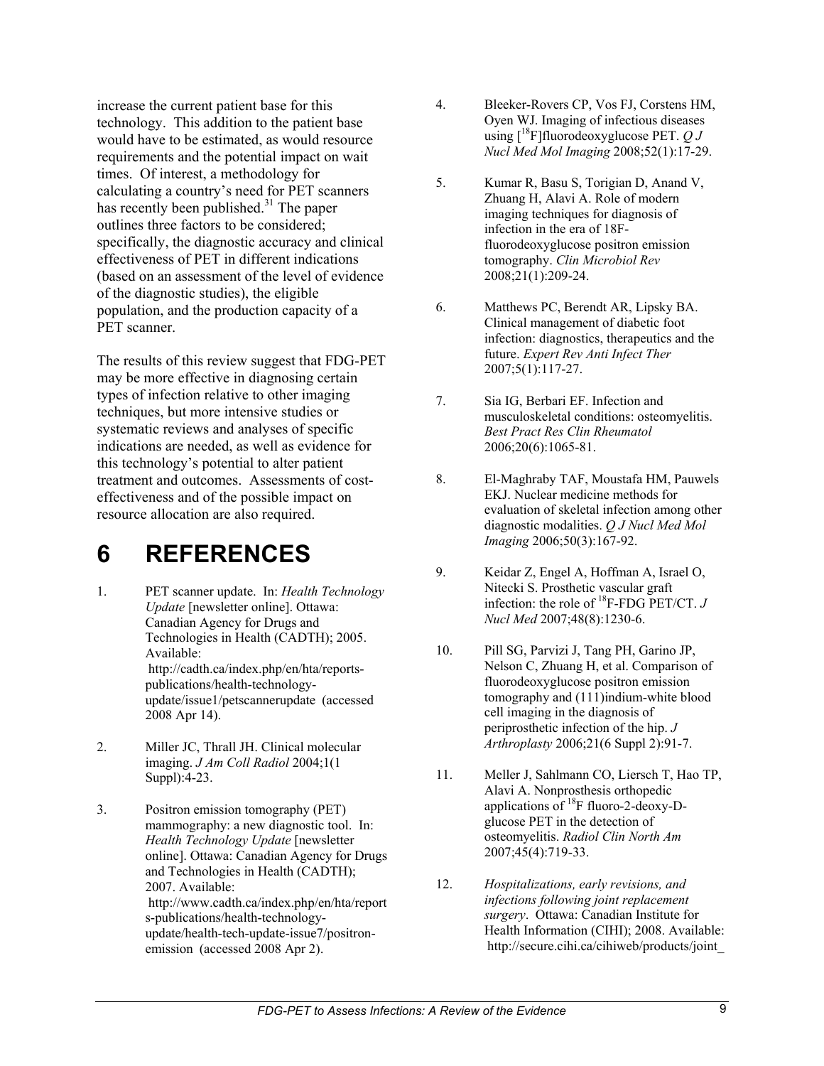increase the current patient base for this technology. This addition to the patient base would have to be estimated, as would resource requirements and the potential impact on wait times. Of interest, a methodology for calculating a country's need for PET scanners has recently been published.[31] The paper outlines three factors to be considered; specifically, the diagnostic accuracy and clinical effectiveness of PET in different indications (based on an assessment of the level of evidence of the diagnostic studies), the eligible population, and the production capacity of a PET scanner.

The results of this review suggest that FDG-PET may be more effective in diagnosing certain types of infection relative to other imaging techniques, but more intensive studies or systematic reviews and analyses of specific indications are needed, as well as evidence for this technology's potential to alter patient treatment and outcomes. Assessments of cost-effectiveness and of the possible impact on resource allocation are also required.

# 6 REFERENCES

1. PET scanner update. In: *Health Technology Update* [newsletter online]. Ottawa: Canadian Agency for Drugs and Technologies in Health (CADTH); 2005. Available: http://cadth.ca/index.php/en/hta/reports-publications/health-technology-update/issue1/petscannerupdate (accessed 2008 Apr 14).

2. Miller JC, Thrall JH. Clinical molecular imaging. *J Am Coll Radiol* 2004;1(1 Suppl):4-23.

3. Positron emission tomography (PET) mammography: a new diagnostic tool. In: *Health Technology Update* [newsletter online]. Ottawa: Canadian Agency for Drugs and Technologies in Health (CADTH); 2007. Available: http://www.cadth.ca/index.php/en/hta/reports-publications/health-technology-update/health-tech-update-issue7/positron-emission (accessed 2008 Apr 2).

4. Bleeker-Rovers CP, Vos FJ, Corstens HM, Oyen WJ. Imaging of infectious diseases using [$^{18}$F]fluorodeoxyglucose PET. *Q J Nucl Med Mol Imaging* 2008;52(1):17-29.

5. Kumar R, Basu S, Torigian D, Anand V, Zhuang H, Alavi A. Role of modern imaging techniques for diagnosis of infection in the era of 18F-fluorodeoxyglucose positron emission tomography. *Clin Microbiol Rev* 2008;21(1):209-24.

6. Matthews PC, Berendt AR, Lipsky BA. Clinical management of diabetic foot infection: diagnostics, therapeutics and the future. *Expert Rev Anti Infect Ther* 2007;5(1):117-27.

7. Sia IG, Berbari EF. Infection and musculoskeletal conditions: osteomyelitis. *Best Pract Res Clin Rheumatol* 2006;20(6):1065-81.

8. El-Maghraby TAF, Moustafa HM, Pauwels EKJ. Nuclear medicine methods for evaluation of skeletal infection among other diagnostic modalities. *Q J Nucl Med Mol Imaging* 2006;50(3):167-92.

9. Keidar Z, Engel A, Hoffman A, Israel O, Nitecki S. Prosthetic vascular graft infection: the role of $^{18}$F-FDG PET/CT. *J Nucl Med* 2007;48(8):1230-6.

10. Pill SG, Parvizi J, Tang PH, Garino JP, Nelson C, Zhuang H, et al. Comparison of fluorodeoxyglucose positron emission tomography and (111)indium-white blood cell imaging in the diagnosis of periprosthetic infection of the hip. *J Arthroplasty* 2006;21(6 Suppl 2):91-7.

11. Meller J, Sahlmann CO, Liersch T, Hao TP, Alavi A. Nonprosthesis orthopedic applications of $^{18}$F fluoro-2-deoxy-D-glucose PET in the detection of osteomyelitis. *Radiol Clin North Am* 2007;45(4):719-33.

12. *Hospitalizations, early revisions, and infections following joint replacement surgery*. Ottawa: Canadian Institute for Health Information (CIHI); 2008. Available: http://secure.cihi.ca/cihiweb/products/joint_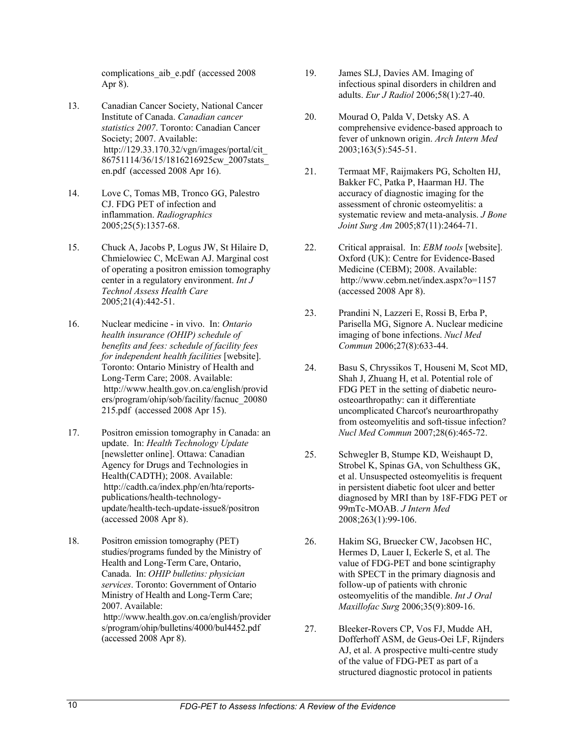complications_aib_e.pdf (accessed 2008 Apr 8).

13. Canadian Cancer Society, National Cancer Institute of Canada. *Canadian cancer statistics 2007*. Toronto: Canadian Cancer Society; 2007. Available: http://129.33.170.32/vgn/images/portal/cit_86751114/36/15/1816216925cw_2007stats_en.pdf (accessed 2008 Apr 16).

14. Love C, Tomas MB, Tronco GG, Palestro CJ. FDG PET of infection and inflammation. *Radiographics* 2005;25(5):1357-68.

15. Chuck A, Jacobs P, Logus JW, St Hilaire D, Chmielowiec C, McEwan AJ. Marginal cost of operating a positron emission tomography center in a regulatory environment. *Int J Technol Assess Health Care* 2005;21(4):442-51.

16. Nuclear medicine - in vivo. In: *Ontario health insurance (OHIP) schedule of benefits and fees: schedule of facility fees for independent health facilities* [website]. Toronto: Ontario Ministry of Health and Long-Term Care; 2008. Available: http://www.health.gov.on.ca/english/providers/program/ohip/sob/facility/facnuc_20080215.pdf (accessed 2008 Apr 15).

17. Positron emission tomography in Canada: an update. In: *Health Technology Update* [newsletter online]. Ottawa: Canadian Agency for Drugs and Technologies in Health(CADTH); 2008. Available: http://cadth.ca/index.php/en/hta/reports-publications/health-technology-update/health-tech-update-issue8/positron (accessed 2008 Apr 8).

18. Positron emission tomography (PET) studies/programs funded by the Ministry of Health and Long-Term Care, Ontario, Canada. In: *OHIP bulletins: physician services*. Toronto: Government of Ontario Ministry of Health and Long-Term Care; 2007. Available: http://www.health.gov.on.ca/english/providers/program/ohip/bulletins/4000/bul4452.pdf (accessed 2008 Apr 8).

19. James SLJ, Davies AM. Imaging of infectious spinal disorders in children and adults. *Eur J Radiol* 2006;58(1):27-40.

20. Mourad O, Palda V, Detsky AS. A comprehensive evidence-based approach to fever of unknown origin. *Arch Intern Med* 2003;163(5):545-51.

21. Termaat MF, Raijmakers PG, Scholten HJ, Bakker FC, Patka P, Haarman HJ. The accuracy of diagnostic imaging for the assessment of chronic osteomyelitis: a systematic review and meta-analysis. *J Bone Joint Surg Am* 2005;87(11):2464-71.

22. Critical appraisal. In: *EBM tools* [website]. Oxford (UK): Centre for Evidence-Based Medicine (CEBM); 2008. Available: http://www.cebm.net/index.aspx?o=1157 (accessed 2008 Apr 8).

23. Prandini N, Lazzeri E, Rossi B, Erba P, Parisella MG, Signore A. Nuclear medicine imaging of bone infections. *Nucl Med Commun* 2006;27(8):633-44.

24. Basu S, Chryssikos T, Houseni M, Scot MD, Shah J, Zhuang H, et al. Potential role of FDG PET in the setting of diabetic neuro-osteoarthropathy: can it differentiate uncomplicated Charcot's neuroarthropathy from osteomyelitis and soft-tissue infection? *Nucl Med Commun* 2007;28(6):465-72.

25. Schwegler B, Stumpe KD, Weishaupt D, Strobel K, Spinas GA, von Schulthess GK, et al. Unsuspected osteomyelitis is frequent in persistent diabetic foot ulcer and better diagnosed by MRI than by 18F-FDG PET or 99mTc-MOAB. *J Intern Med* 2008;263(1):99-106.

26. Hakim SG, Bruecker CW, Jacobsen HC, Hermes D, Lauer I, Eckerle S, et al. The value of FDG-PET and bone scintigraphy with SPECT in the primary diagnosis and follow-up of patients with chronic osteomyelitis of the mandible. *Int J Oral Maxillofac Surg* 2006;35(9):809-16.

27. Bleeker-Rovers CP, Vos FJ, Mudde AH, Dofferhoff ASM, de Geus-Oei LF, Rijnders AJ, et al. A prospective multi-centre study of the value of FDG-PET as part of a structured diagnostic protocol in patients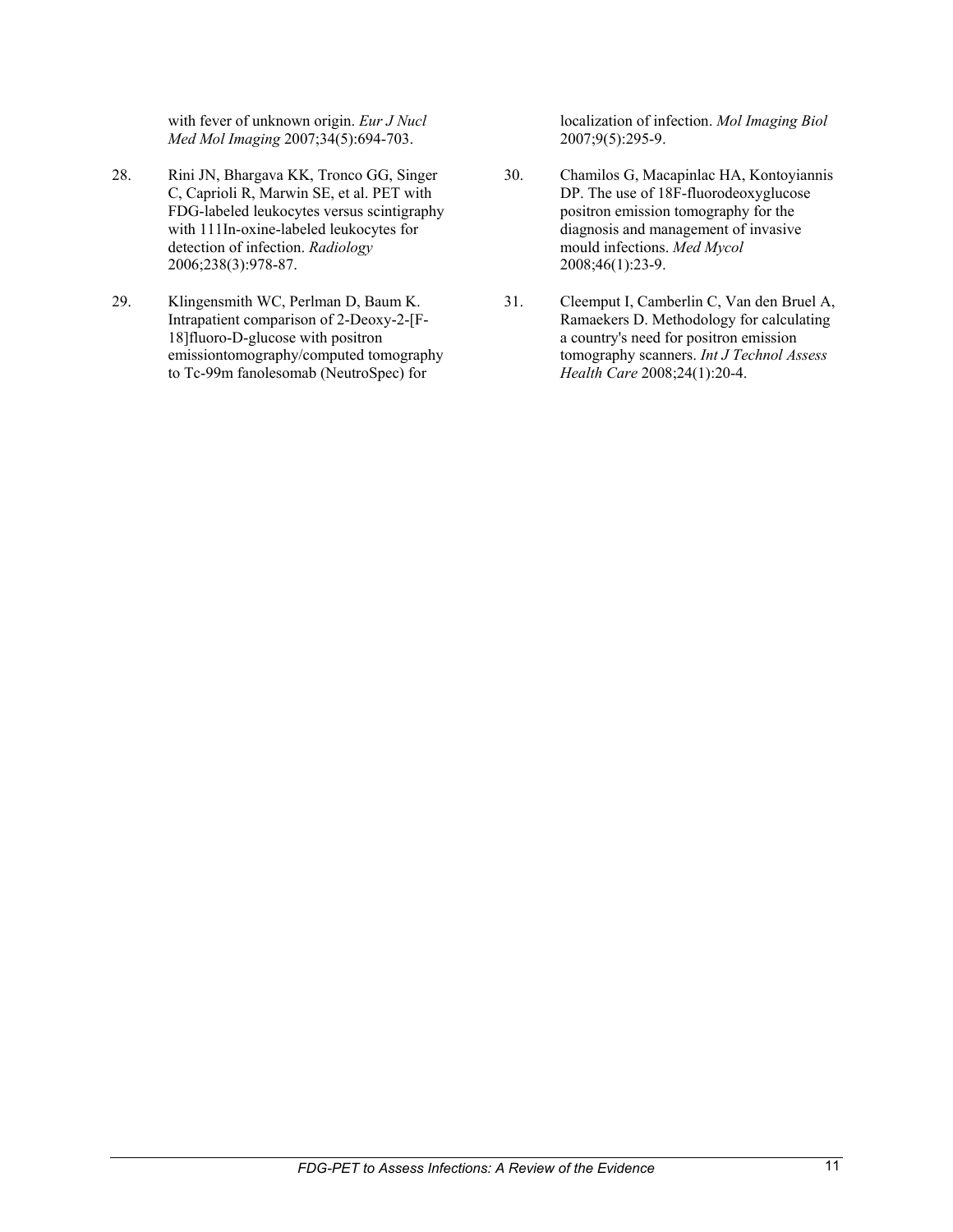with fever of unknown origin. *Eur J Nucl Med Mol Imaging* 2007;34(5):694-703.

28. Rini JN, Bhargava KK, Tronco GG, Singer C, Caprioli R, Marwin SE, et al. PET with FDG-labeled leukocytes versus scintigraphy with 111In-oxine-labeled leukocytes for detection of infection. *Radiology* 2006;238(3):978-87.

29. Klingensmith WC, Perlman D, Baum K. Intrapatient comparison of 2-Deoxy-2-[F-18]fluoro-D-glucose with positron emissiontomography/computed tomography to Tc-99m fanolesomab (NeutroSpec) for localization of infection. *Mol Imaging Biol* 2007;9(5):295-9.

30. Chamilos G, Macapinlac HA, Kontoyiannis DP. The use of 18F-fluorodeoxyglucose positron emission tomography for the diagnosis and management of invasive mould infections. *Med Mycol* 2008;46(1):23-9.

31. Cleemput I, Camberlin C, Van den Bruel A, Ramaekers D. Methodology for calculating a country's need for positron emission tomography scanners. *Int J Technol Assess Health Care* 2008;24(1):20-4.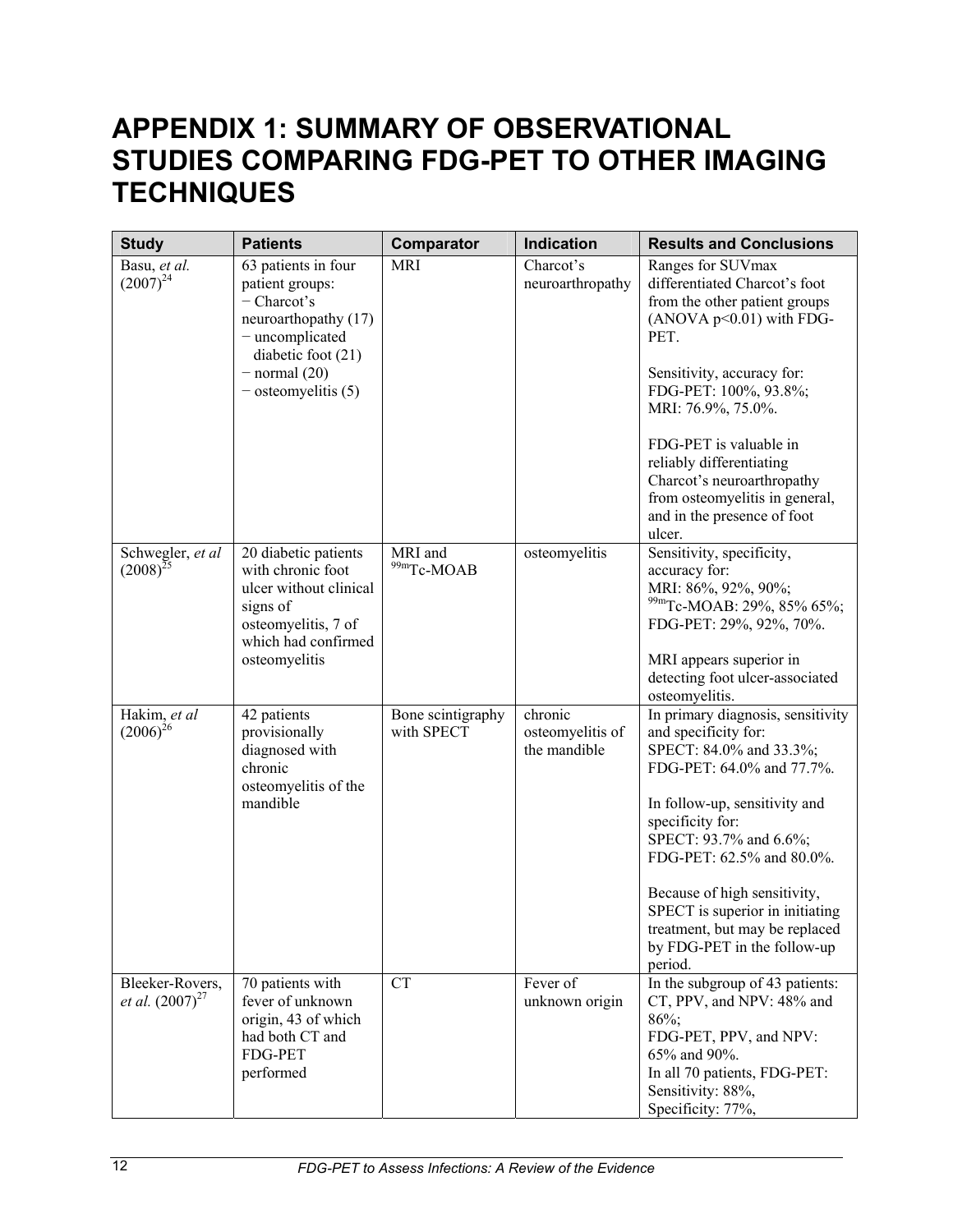# APPENDIX 1: SUMMARY OF OBSERVATIONAL STUDIES COMPARING FDG-PET TO OTHER IMAGING TECHNIQUES

| Study | Patients | Comparator | Indication | Results and Conclusions |
|---|---|---|---|---|
| Basu, *et al.* (2007)[24] | 63 patients in four patient groups:<br>− Charcot's neuroarthopathy (17)<br>− uncomplicated diabetic foot (21)<br>− normal (20)<br>− osteomyelitis (5) | MRI | Charcot's neuroarthropathy | Ranges for SUVmax differentiated Charcot's foot from the other patient groups (ANOVA $p<0.01$) with FDG-PET.<br><br>Sensitivity, accuracy for:<br>FDG-PET: 100%, 93.8%;<br>MRI: 76.9%, 75.0%.<br><br>FDG-PET is valuable in reliably differentiating Charcot's neuroarthropathy from osteomyelitis in general, and in the presence of foot ulcer. |
| Schwegler, *et al* (2008)[25] | 20 diabetic patients with chronic foot ulcer without clinical signs of osteomyelitis, 7 of which had confirmed osteomyelitis | MRI and $^{99m}$Tc-MOAB | osteomyelitis | Sensitivity, specificity, accuracy for:<br>MRI: 86%, 92%, 90%;<br>$^{99m}$Tc-MOAB: 29%, 85% 65%;<br>FDG-PET: 29%, 92%, 70%.<br><br>MRI appears superior in detecting foot ulcer-associated osteomyelitis. |
| Hakim, *et al* (2006)[26] | 42 patients provisionally diagnosed with chronic osteomyelitis of the mandible | Bone scintigraphy with SPECT | chronic osteomyelitis of the mandible | In primary diagnosis, sensitivity and specificity for:<br>SPECT: 84.0% and 33.3%;<br>FDG-PET: 64.0% and 77.7%.<br><br>In follow-up, sensitivity and specificity for:<br>SPECT: 93.7% and 6.6%;<br>FDG-PET: 62.5% and 80.0%.<br><br>Because of high sensitivity, SPECT is superior in initiating treatment, but may be replaced by FDG-PET in the follow-up period. |
| Bleeker-Rovers, *et al.* (2007)[27] | 70 patients with fever of unknown origin, 43 of which had both CT and FDG-PET performed | CT | Fever of unknown origin | In the subgroup of 43 patients:<br>CT, PPV, and NPV: 48% and 86%;<br>FDG-PET, PPV, and NPV: 65% and 90%.<br>In all 70 patients, FDG-PET:<br>Sensitivity: 88%,<br>Specificity: 77%, |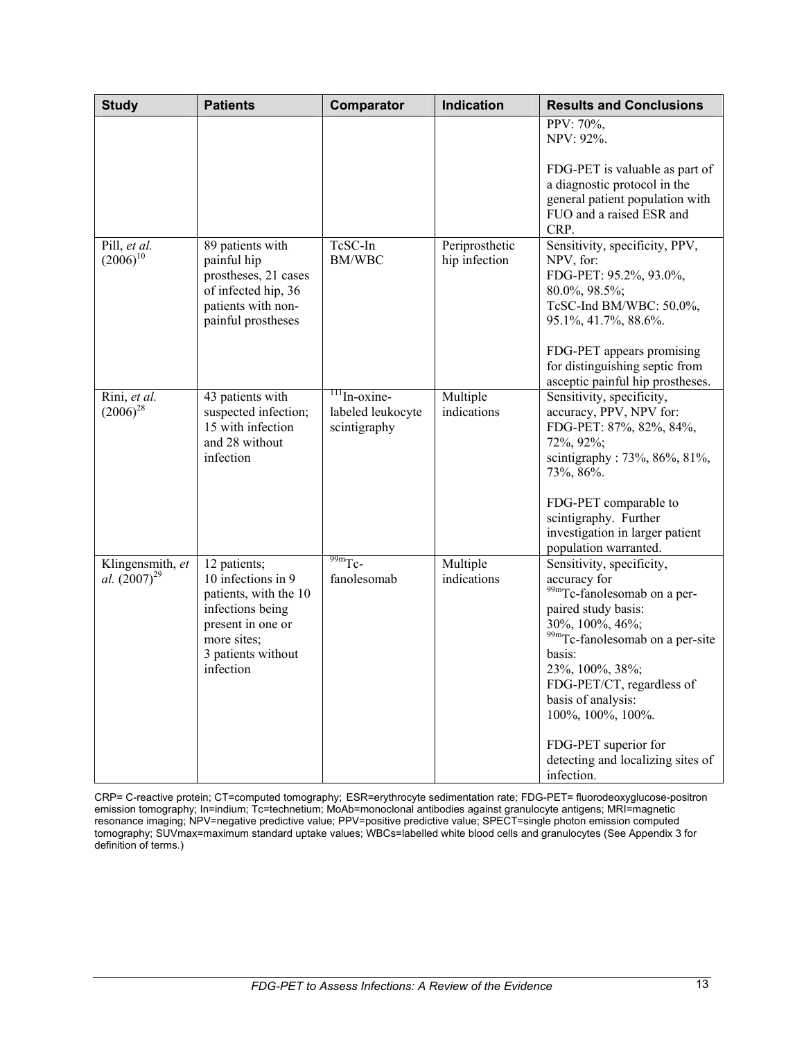| Study | Patients | Comparator | Indication | Results and Conclusions |
|---|---|---|---|---|
| | | | | PPV: 70%,<br>NPV: 92%.<br><br>FDG-PET is valuable as part of a diagnostic protocol in the general patient population with FUO and a raised ESR and CRP. |
| Pill, *et al.* (2006)[10] | 89 patients with painful hip prostheses, 21 cases of infected hip, 36 patients with non-painful prostheses | TcSC-In BM/WBC | Periprosthetic hip infection | Sensitivity, specificity, PPV, NPV, for:<br>FDG-PET: 95.2%, 93.0%, 80.0%, 98.5%;<br>TcSC-Ind BM/WBC: 50.0%, 95.1%, 41.7%, 88.6%.<br><br>FDG-PET appears promising for distinguishing septic from asceptic painful hip prostheses. |
| Rini, *et al.* (2006)[28] | 43 patients with suspected infection; 15 with infection and 28 without infection | $^{111}$In-oxine-labeled leukocyte scintigraphy | Multiple indications | Sensitivity, specificity, accuracy, PPV, NPV for:<br>FDG-PET: 87%, 82%, 84%, 72%, 92%;<br>scintigraphy : 73%, 86%, 81%, 73%, 86%.<br><br>FDG-PET comparable to scintigraphy. Further investigation in larger patient population warranted. |
| Klingensmith, *et al.* (2007)[29] | 12 patients;<br>10 infections in 9 patients, with the 10 infections being present in one or more sites;<br>3 patients without infection | $^{99m}$Tc-fanolesomab | Multiple indications | Sensitivity, specificity, accuracy for<br>$^{99m}$Tc-fanolesomab on a per-paired study basis:<br>30%, 100%, 46%;<br>$^{99m}$Tc-fanolesomab on a per-site basis:<br>23%, 100%, 38%;<br>FDG-PET/CT, regardless of basis of analysis:<br>100%, 100%, 100%.<br><br>FDG-PET superior for detecting and localizing sites of infection. |

CRP= C-reactive protein; CT=computed tomography; ESR=erythrocyte sedimentation rate; FDG-PET= fluorodeoxyglucose-positron emission tomography; In=indium; Tc=technetium; MoAb=monoclonal antibodies against granulocyte antigens; MRI=magnetic resonance imaging; NPV=negative predictive value; PPV=positive predictive value; SPECT=single photon emission computed tomography; SUVmax=maximum standard uptake values; WBCs=labelled white blood cells and granulocytes (See Appendix 3 for definition of terms.)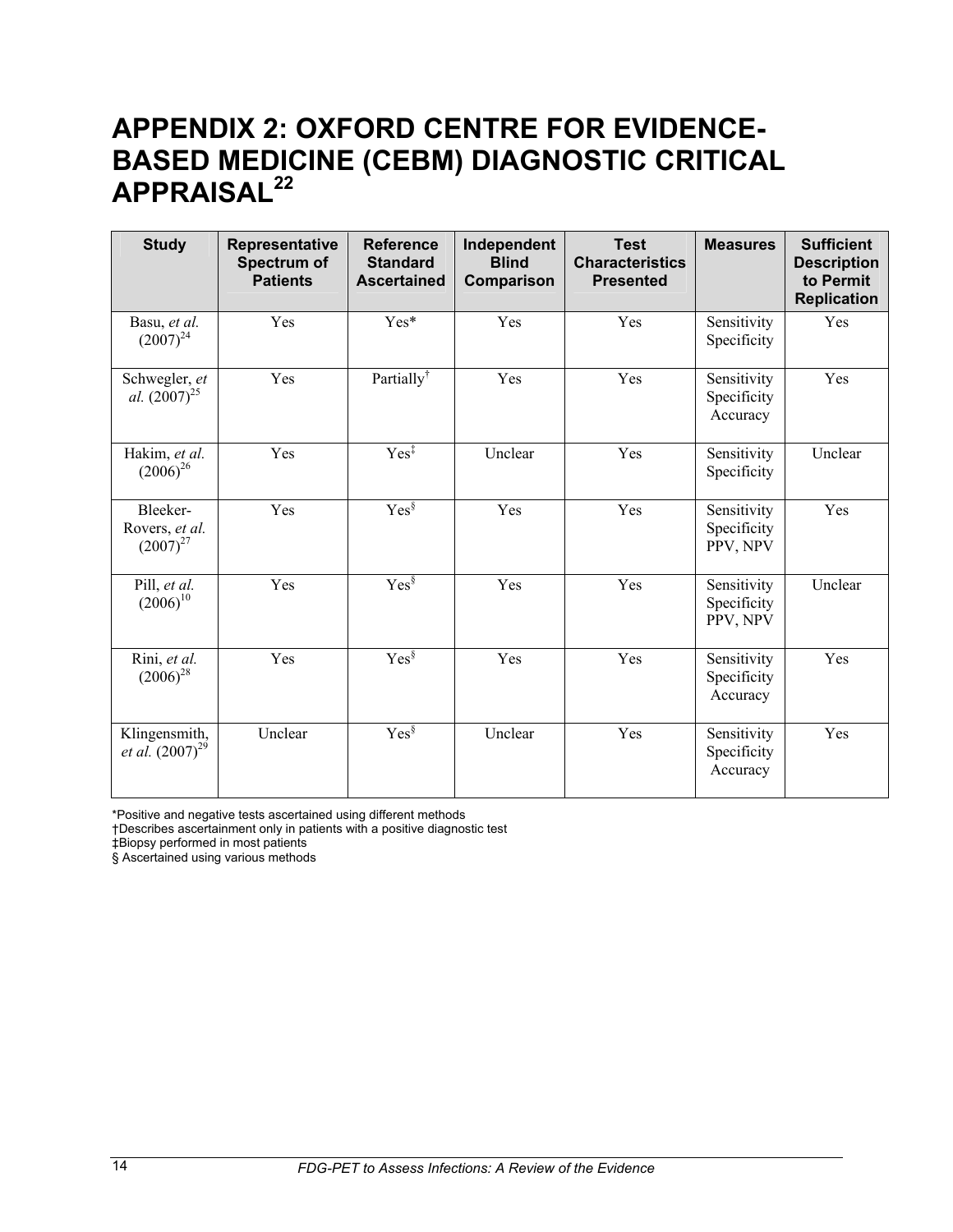# APPENDIX 2: OXFORD CENTRE FOR EVIDENCE-BASED MEDICINE (CEBM) DIAGNOSTIC CRITICAL APPRAISAL[22]

| Study | Representative Spectrum of Patients | Reference Standard Ascertained | Independent Blind Comparison | Test Characteristics Presented | Measures | Sufficient Description to Permit Replication |
|---|---|---|---|---|---|---|
| Basu, *et al.* (2007)[24] | Yes | Yes* | Yes | Yes | Sensitivity Specificity | Yes |
| Schwegler, *et al.* (2007)[25] | Yes | Partially† | Yes | Yes | Sensitivity Specificity Accuracy | Yes |
| Hakim, *et al.* (2006)[26] | Yes | Yes‡ | Unclear | Yes | Sensitivity Specificity | Unclear |
| Bleeker-Rovers, *et al.* (2007)[27] | Yes | Yes§ | Yes | Yes | Sensitivity Specificity PPV, NPV | Yes |
| Pill, *et al.* (2006)[10] | Yes | Yes§ | Yes | Yes | Sensitivity Specificity PPV, NPV | Unclear |
| Rini, *et al.* (2006)[28] | Yes | Yes§ | Yes | Yes | Sensitivity Specificity Accuracy | Yes |
| Klingensmith, *et al.* (2007)[29] | Unclear | Yes§ | Unclear | Yes | Sensitivity Specificity Accuracy | Yes |

*Positive and negative tests ascertained using different methods

†Describes ascertainment only in patients with a positive diagnostic test

‡Biopsy performed in most patients

§ Ascertained using various methods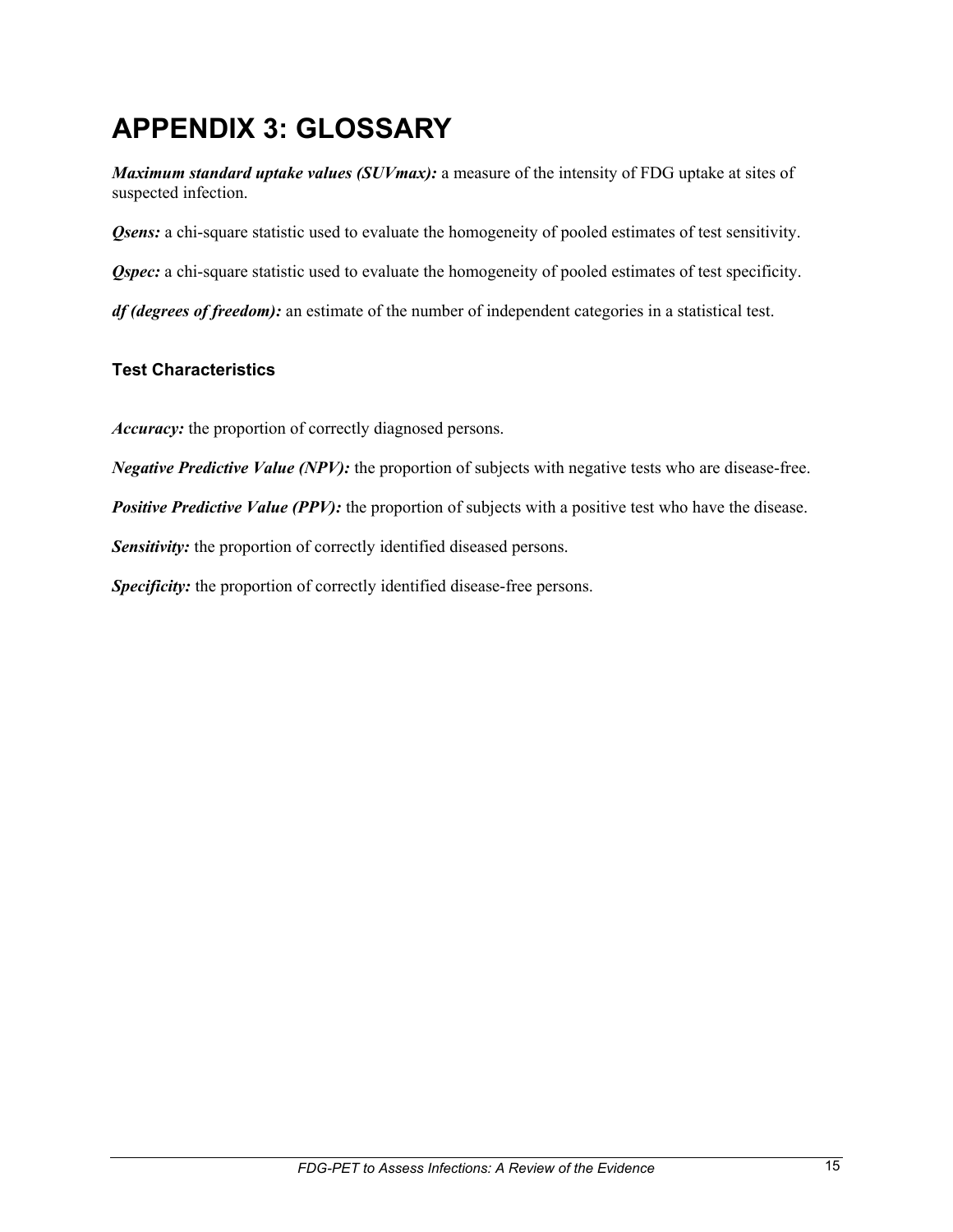# APPENDIX 3: GLOSSARY

***Maximum standard uptake values (SUVmax):*** a measure of the intensity of FDG uptake at sites of suspected infection.

***Qsens:*** a chi-square statistic used to evaluate the homogeneity of pooled estimates of test sensitivity.

***Qspec:*** a chi-square statistic used to evaluate the homogeneity of pooled estimates of test specificity.

***df (degrees of freedom):*** an estimate of the number of independent categories in a statistical test.

### Test Characteristics

***Accuracy:*** the proportion of correctly diagnosed persons.

***Negative Predictive Value (NPV):*** the proportion of subjects with negative tests who are disease-free.

***Positive Predictive Value (PPV):*** the proportion of subjects with a positive test who have the disease.

***Sensitivity:*** the proportion of correctly identified diseased persons.

***Specificity:*** the proportion of correctly identified disease-free persons.